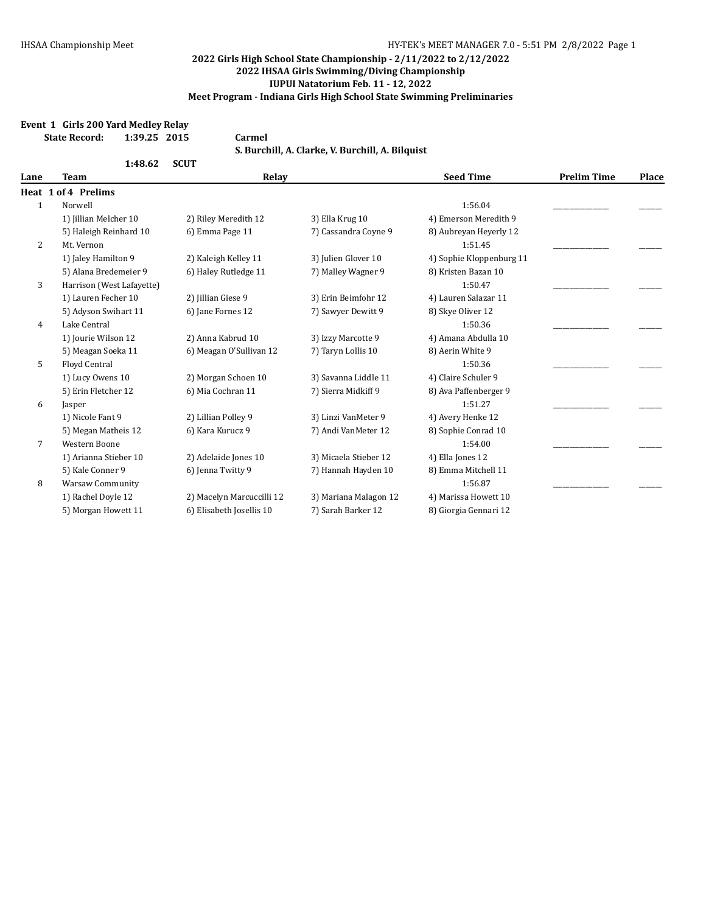## 2022 Girls High School State Championship - 2/11/2022 to 2/12/2022
## 2022 IHSAA Girls Swimming/Diving Championship
## IUPUI Natatorium Feb. 11 - 12, 2022
## Meet Program - Indiana Girls High School State Swimming Preliminaries

**Event 1 Girls 200 Yard Medley Relay**

**State Record: 1:39.25 2015 Carmel**
**S. Burchill, A. Clarke, V. Burchill, A. Bilquist**

**1:48.62 SCUT**

| Lane | Team | Relay | | | Seed Time | Prelim Time | Place |
|---|---|---|---|---|---|---|---|
| **Heat 1 of 4 Prelims** | | | | | | | |
| 1 | Norwell | | | | 1:56.04 | _______ | _____ |
| | 1) Jillian Melcher 10 | 2) Riley Meredith 12 | 3) Ella Krug 10 | 4) Emerson Meredith 9 | | | |
| | 5) Haleigh Reinhard 10 | 6) Emma Page 11 | 7) Cassandra Coyne 9 | 8) Aubreyan Heyerly 12 | | | |
| 2 | Mt. Vernon | | | | 1:51.45 | _______ | _____ |
| | 1) Jaley Hamilton 9 | 2) Kaleigh Kelley 11 | 3) Julien Glover 10 | 4) Sophie Kloppenburg 11 | | | |
| | 5) Alana Bredemeier 9 | 6) Haley Rutledge 11 | 7) Malley Wagner 9 | 8) Kristen Bazan 10 | | | |
| 3 | Harrison (West Lafayette) | | | | 1:50.47 | _______ | _____ |
| | 1) Lauren Fecher 10 | 2) Jillian Giese 9 | 3) Erin Beimfohr 12 | 4) Lauren Salazar 11 | | | |
| | 5) Adyson Swihart 11 | 6) Jane Fornes 12 | 7) Sawyer Dewitt 9 | 8) Skye Oliver 12 | | | |
| 4 | Lake Central | | | | 1:50.36 | _______ | _____ |
| | 1) Jourie Wilson 12 | 2) Anna Kabrud 10 | 3) Izzy Marcotte 9 | 4) Amana Abdulla 10 | | | |
| | 5) Meagan Soeka 11 | 6) Meagan O'Sullivan 12 | 7) Taryn Lollis 10 | 8) Aerin White 9 | | | |
| 5 | Floyd Central | | | | 1:50.36 | _______ | _____ |
| | 1) Lucy Owens 10 | 2) Morgan Schoen 10 | 3) Savanna Liddle 11 | 4) Claire Schuler 9 | | | |
| | 5) Erin Fletcher 12 | 6) Mia Cochran 11 | 7) Sierra Midkiff 9 | 8) Ava Paffenberger 9 | | | |
| 6 | Jasper | | | | 1:51.27 | _______ | _____ |
| | 1) Nicole Fant 9 | 2) Lillian Polley 9 | 3) Linzi VanMeter 9 | 4) Avery Henke 12 | | | |
| | 5) Megan Matheis 12 | 6) Kara Kurucz 9 | 7) Andi VanMeter 12 | 8) Sophie Conrad 10 | | | |
| 7 | Western Boone | | | | 1:54.00 | _______ | _____ |
| | 1) Arianna Stieber 10 | 2) Adelaide Jones 10 | 3) Micaela Stieber 12 | 4) Ella Jones 12 | | | |
| | 5) Kale Conner 9 | 6) Jenna Twitty 9 | 7) Hannah Hayden 10 | 8) Emma Mitchell 11 | | | |
| 8 | Warsaw Community | | | | 1:56.87 | _______ | _____ |
| | 1) Rachel Doyle 12 | 2) Macelyn Marcuccilli 12 | 3) Mariana Malagon 12 | 4) Marissa Howett 10 | | | |
| | 5) Morgan Howett 11 | 6) Elisabeth Josellis 10 | 7) Sarah Barker 12 | 8) Giorgia Gennari 12 | | | |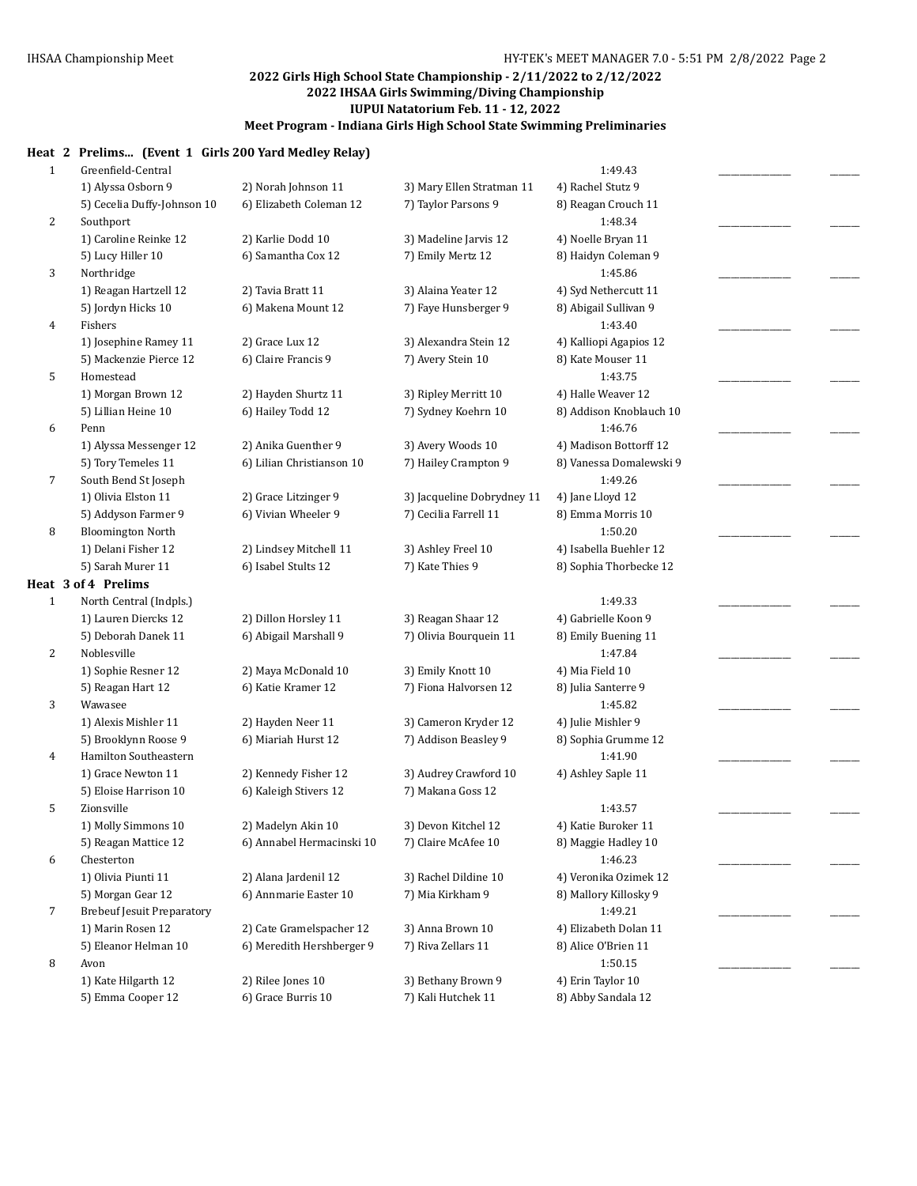**2022 Girls High School State Championship - 2/11/2022 to 2/12/2022**
**2022 IHSAA Girls Swimming/Diving Championship**
**IUPUI Natatorium Feb. 11 - 12, 2022**
**Meet Program - Indiana Girls High School State Swimming Preliminaries**

### Heat 2 Prelims... (Event 1 Girls 200 Yard Medley Relay)

| Lane | Team | | | | Seed Time | Finals | |
|---|---|---|---|---|---|---|---|
| 1 | Greenfield-Central | | | | 1:49.43 | _______ | ____ |
| | 1) Alyssa Osborn 9 | 2) Norah Johnson 11 | 3) Mary Ellen Stratman 11 | 4) Rachel Stutz 9 | | | |
| | 5) Cecelia Duffy-Johnson 10 | 6) Elizabeth Coleman 12 | 7) Taylor Parsons 9 | 8) Reagan Crouch 11 | | | |
| 2 | Southport | | | | 1:48.34 | _______ | ____ |
| | 1) Caroline Reinke 12 | 2) Karlie Dodd 10 | 3) Madeline Jarvis 12 | 4) Noelle Bryan 11 | | | |
| | 5) Lucy Hiller 10 | 6) Samantha Cox 12 | 7) Emily Mertz 12 | 8) Haidyn Coleman 9 | | | |
| 3 | Northridge | | | | 1:45.86 | _______ | ____ |
| | 1) Reagan Hartzell 12 | 2) Tavia Bratt 11 | 3) Alaina Yeater 12 | 4) Syd Nethercutt 11 | | | |
| | 5) Jordyn Hicks 10 | 6) Makena Mount 12 | 7) Faye Hunsberger 9 | 8) Abigail Sullivan 9 | | | |
| 4 | Fishers | | | | 1:43.40 | _______ | ____ |
| | 1) Josephine Ramey 11 | 2) Grace Lux 12 | 3) Alexandra Stein 12 | 4) Kalliopi Agapios 12 | | | |
| | 5) Mackenzie Pierce 12 | 6) Claire Francis 9 | 7) Avery Stein 10 | 8) Kate Mouser 11 | | | |
| 5 | Homestead | | | | 1:43.75 | _______ | ____ |
| | 1) Morgan Brown 12 | 2) Hayden Shurtz 11 | 3) Ripley Merritt 10 | 4) Halle Weaver 12 | | | |
| | 5) Lillian Heine 10 | 6) Hailey Todd 12 | 7) Sydney Koehrn 10 | 8) Addison Knoblauch 10 | | | |
| 6 | Penn | | | | 1:46.76 | _______ | ____ |
| | 1) Alyssa Messenger 12 | 2) Anika Guenther 9 | 3) Avery Woods 10 | 4) Madison Bottorff 12 | | | |
| | 5) Tory Temeles 11 | 6) Lilian Christianson 10 | 7) Hailey Crampton 9 | 8) Vanessa Domalewski 9 | | | |
| 7 | South Bend St Joseph | | | | 1:49.26 | _______ | ____ |
| | 1) Olivia Elston 11 | 2) Grace Litzinger 9 | 3) Jacqueline Dobrydney 11 | 4) Jane Lloyd 12 | | | |
| | 5) Addyson Farmer 9 | 6) Vivian Wheeler 9 | 7) Cecilia Farrell 11 | 8) Emma Morris 10 | | | |
| 8 | Bloomington North | | | | 1:50.20 | _______ | ____ |
| | 1) Delani Fisher 12 | 2) Lindsey Mitchell 11 | 3) Ashley Freel 10 | 4) Isabella Buehler 12 | | | |
| | 5) Sarah Murer 11 | 6) Isabel Stults 12 | 7) Kate Thies 9 | 8) Sophia Thorbecke 12 | | | |

### Heat 3 of 4 Prelims

| Lane | Team | | | | Seed Time | Finals | |
|---|---|---|---|---|---|---|---|
| 1 | North Central (Indpls.) | | | | 1:49.33 | _______ | ____ |
| | 1) Lauren Diercks 12 | 2) Dillon Horsley 11 | 3) Reagan Shaar 12 | 4) Gabrielle Koon 9 | | | |
| | 5) Deborah Danek 11 | 6) Abigail Marshall 9 | 7) Olivia Bourquein 11 | 8) Emily Buening 11 | | | |
| 2 | Noblesville | | | | 1:47.84 | _______ | ____ |
| | 1) Sophie Resner 12 | 2) Maya McDonald 10 | 3) Emily Knott 10 | 4) Mia Field 10 | | | |
| | 5) Reagan Hart 12 | 6) Katie Kramer 12 | 7) Fiona Halvorsen 12 | 8) Julia Santerre 9 | | | |
| 3 | Wawasee | | | | 1:45.82 | _______ | ____ |
| | 1) Alexis Mishler 11 | 2) Hayden Neer 11 | 3) Cameron Kryder 12 | 4) Julie Mishler 9 | | | |
| | 5) Brooklynn Roose 9 | 6) Miariah Hurst 12 | 7) Addison Beasley 9 | 8) Sophia Grumme 12 | | | |
| 4 | Hamilton Southeastern | | | | 1:41.90 | _______ | ____ |
| | 1) Grace Newton 11 | 2) Kennedy Fisher 12 | 3) Audrey Crawford 10 | 4) Ashley Saple 11 | | | |
| | 5) Eloise Harrison 10 | 6) Kaleigh Stivers 12 | 7) Makana Goss 12 | | | | |
| 5 | Zionsville | | | | 1:43.57 | _______ | ____ |
| | 1) Molly Simmons 10 | 2) Madelyn Akin 10 | 3) Devon Kitchel 12 | 4) Katie Buroker 11 | | | |
| | 5) Reagan Mattice 12 | 6) Annabel Hermacinski 10 | 7) Claire McAfee 10 | 8) Maggie Hadley 10 | | | |
| 6 | Chesterton | | | | 1:46.23 | _______ | ____ |
| | 1) Olivia Piunti 11 | 2) Alana Jardenil 12 | 3) Rachel Dildine 10 | 4) Veronika Ozimek 12 | | | |
| | 5) Morgan Gear 12 | 6) Annmarie Easter 10 | 7) Mia Kirkham 9 | 8) Mallory Killosky 9 | | | |
| 7 | Brebeuf Jesuit Preparatory | | | | 1:49.21 | _______ | ____ |
| | 1) Marin Rosen 12 | 2) Cate Gramelspacher 12 | 3) Anna Brown 10 | 4) Elizabeth Dolan 11 | | | |
| | 5) Eleanor Helman 10 | 6) Meredith Hershberger 9 | 7) Riva Zellars 11 | 8) Alice O'Brien 11 | | | |
| 8 | Avon | | | | 1:50.15 | _______ | ____ |
| | 1) Kate Hilgarth 12 | 2) Rilee Jones 10 | 3) Bethany Brown 9 | 4) Erin Taylor 10 | | | |
| | 5) Emma Cooper 12 | 6) Grace Burris 10 | 7) Kali Hutchek 11 | 8) Abby Sandala 12 | | | |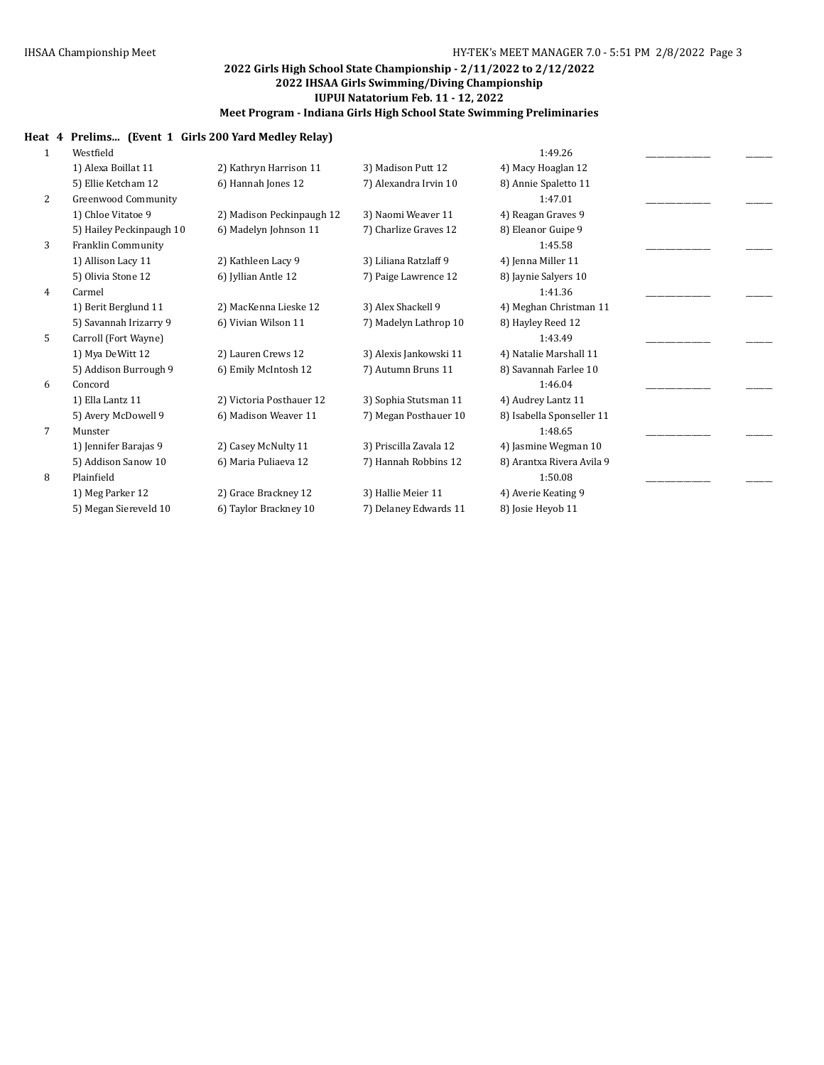**2022 Girls High School State Championship - 2/11/2022 to 2/12/2022**
**2022 IHSAA Girls Swimming/Diving Championship**
**IUPUI Natatorium Feb. 11 - 12, 2022**
**Meet Program - Indiana Girls High School State Swimming Preliminaries**

### Heat 4 Prelims... (Event 1 Girls 200 Yard Medley Relay)

| Lane | Team | | | Seed Time | | |
|---|---|---|---|---|---|---|
| 1 | Westfield | | | 1:49.26 | _______________ | _______ |
| | 1) Alexa Boillat 11 | 2) Kathryn Harrison 11 | 3) Madison Putt 12 | 4) Macy Hoaglan 12 | | |
| | 5) Ellie Ketcham 12 | 6) Hannah Jones 12 | 7) Alexandra Irvin 10 | 8) Annie Spaletto 11 | | |
| 2 | Greenwood Community | | | 1:47.01 | _______________ | _______ |
| | 1) Chloe Vitatoe 9 | 2) Madison Peckinpaugh 12 | 3) Naomi Weaver 11 | 4) Reagan Graves 9 | | |
| | 5) Hailey Peckinpaugh 10 | 6) Madelyn Johnson 11 | 7) Charlize Graves 12 | 8) Eleanor Guipe 9 | | |
| 3 | Franklin Community | | | 1:45.58 | _______________ | _______ |
| | 1) Allison Lacy 11 | 2) Kathleen Lacy 9 | 3) Liliana Ratzlaff 9 | 4) Jenna Miller 11 | | |
| | 5) Olivia Stone 12 | 6) Jyllian Antle 12 | 7) Paige Lawrence 12 | 8) Jaynie Salyers 10 | | |
| 4 | Carmel | | | 1:41.36 | _______________ | _______ |
| | 1) Berit Berglund 11 | 2) MacKenna Lieske 12 | 3) Alex Shackell 9 | 4) Meghan Christman 11 | | |
| | 5) Savannah Irizarry 9 | 6) Vivian Wilson 11 | 7) Madelyn Lathrop 10 | 8) Hayley Reed 12 | | |
| 5 | Carroll (Fort Wayne) | | | 1:43.49 | _______________ | _______ |
| | 1) Mya DeWitt 12 | 2) Lauren Crews 12 | 3) Alexis Jankowski 11 | 4) Natalie Marshall 11 | | |
| | 5) Addison Burrough 9 | 6) Emily McIntosh 12 | 7) Autumn Bruns 11 | 8) Savannah Farlee 10 | | |
| 6 | Concord | | | 1:46.04 | _______________ | _______ |
| | 1) Ella Lantz 11 | 2) Victoria Posthauer 12 | 3) Sophia Stutsman 11 | 4) Audrey Lantz 11 | | |
| | 5) Avery McDowell 9 | 6) Madison Weaver 11 | 7) Megan Posthauer 10 | 8) Isabella Sponseller 11 | | |
| 7 | Munster | | | 1:48.65 | _______________ | _______ |
| | 1) Jennifer Barajas 9 | 2) Casey McNulty 11 | 3) Priscilla Zavala 12 | 4) Jasmine Wegman 10 | | |
| | 5) Addison Sanow 10 | 6) Maria Puliaeva 12 | 7) Hannah Robbins 12 | 8) Arantxa Rivera Avila 9 | | |
| 8 | Plainfield | | | 1:50.08 | _______________ | _______ |
| | 1) Meg Parker 12 | 2) Grace Brackney 12 | 3) Hallie Meier 11 | 4) Averie Keating 9 | | |
| | 5) Megan Siereveld 10 | 6) Taylor Brackney 10 | 7) Delaney Edwards 11 | 8) Josie Heyob 11 | | |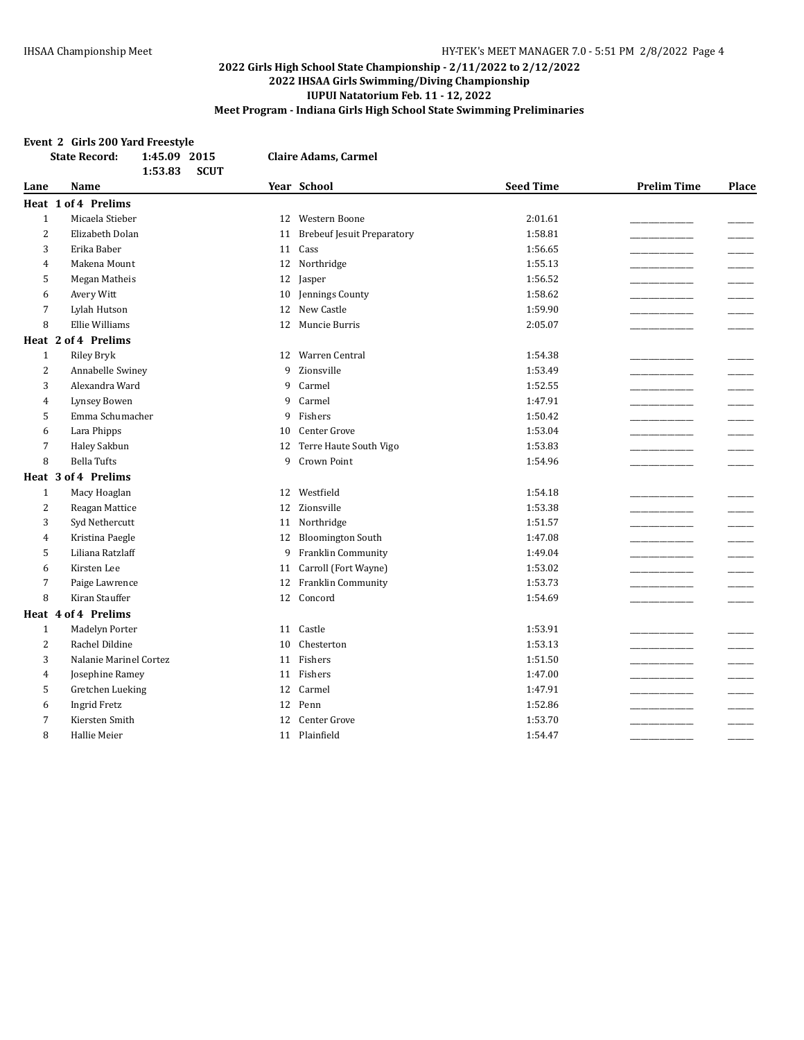## 2022 Girls High School State Championship - 2/11/2022 to 2/12/2022
## 2022 IHSAA Girls Swimming/Diving Championship
## IUPUI Natatorium Feb. 11 - 12, 2022
## Meet Program - Indiana Girls High School State Swimming Preliminaries

**Event 2 Girls 200 Yard Freestyle**

**State Record: 1:45.09 2015 Claire Adams, Carmel**

**1:53.83 SCUT**

| Lane | Name | Year | School | Seed Time | Prelim Time | Place |
|---|---|---|---|---|---|---|
| **Heat 1 of 4 Prelims** | | | | | | |
| 1 | Micaela Stieber | 12 | Western Boone | 2:01.61 | _______ | ____ |
| 2 | Elizabeth Dolan | 11 | Brebeuf Jesuit Preparatory | 1:58.81 | _______ | ____ |
| 3 | Erika Baber | 11 | Cass | 1:56.65 | _______ | ____ |
| 4 | Makena Mount | 12 | Northridge | 1:55.13 | _______ | ____ |
| 5 | Megan Matheis | 12 | Jasper | 1:56.52 | _______ | ____ |
| 6 | Avery Witt | 10 | Jennings County | 1:58.62 | _______ | ____ |
| 7 | Lylah Hutson | 12 | New Castle | 1:59.90 | _______ | ____ |
| 8 | Ellie Williams | 12 | Muncie Burris | 2:05.07 | _______ | ____ |
| **Heat 2 of 4 Prelims** | | | | | | |
| 1 | Riley Bryk | 12 | Warren Central | 1:54.38 | _______ | ____ |
| 2 | Annabelle Swiney | 9 | Zionsville | 1:53.49 | _______ | ____ |
| 3 | Alexandra Ward | 9 | Carmel | 1:52.55 | _______ | ____ |
| 4 | Lynsey Bowen | 9 | Carmel | 1:47.91 | _______ | ____ |
| 5 | Emma Schumacher | 9 | Fishers | 1:50.42 | _______ | ____ |
| 6 | Lara Phipps | 10 | Center Grove | 1:53.04 | _______ | ____ |
| 7 | Haley Sakbun | 12 | Terre Haute South Vigo | 1:53.83 | _______ | ____ |
| 8 | Bella Tufts | 9 | Crown Point | 1:54.96 | _______ | ____ |
| **Heat 3 of 4 Prelims** | | | | | | |
| 1 | Macy Hoaglan | 12 | Westfield | 1:54.18 | _______ | ____ |
| 2 | Reagan Mattice | 12 | Zionsville | 1:53.38 | _______ | ____ |
| 3 | Syd Nethercutt | 11 | Northridge | 1:51.57 | _______ | ____ |
| 4 | Kristina Paegle | 12 | Bloomington South | 1:47.08 | _______ | ____ |
| 5 | Liliana Ratzlaff | 9 | Franklin Community | 1:49.04 | _______ | ____ |
| 6 | Kirsten Lee | 11 | Carroll (Fort Wayne) | 1:53.02 | _______ | ____ |
| 7 | Paige Lawrence | 12 | Franklin Community | 1:53.73 | _______ | ____ |
| 8 | Kiran Stauffer | 12 | Concord | 1:54.69 | _______ | ____ |
| **Heat 4 of 4 Prelims** | | | | | | |
| 1 | Madelyn Porter | 11 | Castle | 1:53.91 | _______ | ____ |
| 2 | Rachel Dildine | 10 | Chesterton | 1:53.13 | _______ | ____ |
| 3 | Nalanie Marinel Cortez | 11 | Fishers | 1:51.50 | _______ | ____ |
| 4 | Josephine Ramey | 11 | Fishers | 1:47.00 | _______ | ____ |
| 5 | Gretchen Lueking | 12 | Carmel | 1:47.91 | _______ | ____ |
| 6 | Ingrid Fretz | 12 | Penn | 1:52.86 | _______ | ____ |
| 7 | Kiersten Smith | 12 | Center Grove | 1:53.70 | _______ | ____ |
| 8 | Hallie Meier | 11 | Plainfield | 1:54.47 | _______ | ____ |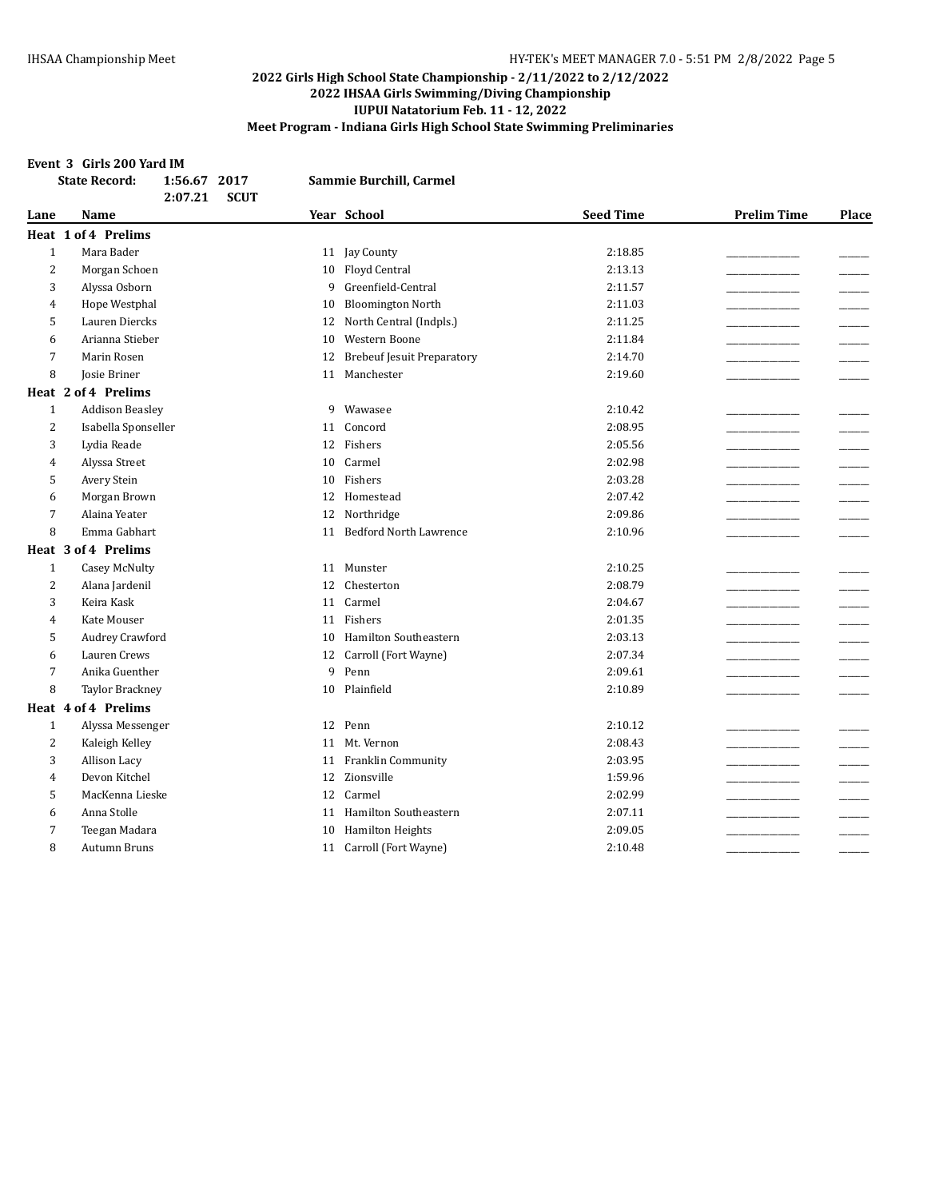## 2022 Girls High School State Championship - 2/11/2022 to 2/12/2022
## 2022 IHSAA Girls Swimming/Diving Championship
## IUPUI Natatorium Feb. 11 - 12, 2022
## Meet Program - Indiana Girls High School State Swimming Preliminaries

### Event 3 Girls 200 Yard IM

**State Record:** 1:56.67 2017 **Sammie Burchill, Carmel**
2:07.21 **SCUT**

| Lane | Name | Year | School | Seed Time | Prelim Time | Place |
|---|---|---|---|---|---|---|
| **Heat 1 of 4 Prelims** | | | | | | |
| 1 | Mara Bader | 11 | Jay County | 2:18.85 | _______________ | ______ |
| 2 | Morgan Schoen | 10 | Floyd Central | 2:13.13 | _______________ | ______ |
| 3 | Alyssa Osborn | 9 | Greenfield-Central | 2:11.57 | _______________ | ______ |
| 4 | Hope Westphal | 10 | Bloomington North | 2:11.03 | _______________ | ______ |
| 5 | Lauren Diercks | 12 | North Central (Indpls.) | 2:11.25 | _______________ | ______ |
| 6 | Arianna Stieber | 10 | Western Boone | 2:11.84 | _______________ | ______ |
| 7 | Marin Rosen | 12 | Brebeuf Jesuit Preparatory | 2:14.70 | _______________ | ______ |
| 8 | Josie Briner | 11 | Manchester | 2:19.60 | _______________ | ______ |
| **Heat 2 of 4 Prelims** | | | | | | |
| 1 | Addison Beasley | 9 | Wawasee | 2:10.42 | _______________ | ______ |
| 2 | Isabella Sponseller | 11 | Concord | 2:08.95 | _______________ | ______ |
| 3 | Lydia Reade | 12 | Fishers | 2:05.56 | _______________ | ______ |
| 4 | Alyssa Street | 10 | Carmel | 2:02.98 | _______________ | ______ |
| 5 | Avery Stein | 10 | Fishers | 2:03.28 | _______________ | ______ |
| 6 | Morgan Brown | 12 | Homestead | 2:07.42 | _______________ | ______ |
| 7 | Alaina Yeater | 12 | Northridge | 2:09.86 | _______________ | ______ |
| 8 | Emma Gabhart | 11 | Bedford North Lawrence | 2:10.96 | _______________ | ______ |
| **Heat 3 of 4 Prelims** | | | | | | |
| 1 | Casey McNulty | 11 | Munster | 2:10.25 | _______________ | ______ |
| 2 | Alana Jardenil | 12 | Chesterton | 2:08.79 | _______________ | ______ |
| 3 | Keira Kask | 11 | Carmel | 2:04.67 | _______________ | ______ |
| 4 | Kate Mouser | 11 | Fishers | 2:01.35 | _______________ | ______ |
| 5 | Audrey Crawford | 10 | Hamilton Southeastern | 2:03.13 | _______________ | ______ |
| 6 | Lauren Crews | 12 | Carroll (Fort Wayne) | 2:07.34 | _______________ | ______ |
| 7 | Anika Guenther | 9 | Penn | 2:09.61 | _______________ | ______ |
| 8 | Taylor Brackney | 10 | Plainfield | 2:10.89 | _______________ | ______ |
| **Heat 4 of 4 Prelims** | | | | | | |
| 1 | Alyssa Messenger | 12 | Penn | 2:10.12 | _______________ | ______ |
| 2 | Kaleigh Kelley | 11 | Mt. Vernon | 2:08.43 | _______________ | ______ |
| 3 | Allison Lacy | 11 | Franklin Community | 2:03.95 | _______________ | ______ |
| 4 | Devon Kitchel | 12 | Zionsville | 1:59.96 | _______________ | ______ |
| 5 | MacKenna Lieske | 12 | Carmel | 2:02.99 | _______________ | ______ |
| 6 | Anna Stolle | 11 | Hamilton Southeastern | 2:07.11 | _______________ | ______ |
| 7 | Teegan Madara | 10 | Hamilton Heights | 2:09.05 | _______________ | ______ |
| 8 | Autumn Bruns | 11 | Carroll (Fort Wayne) | 2:10.48 | _______________ | ______ |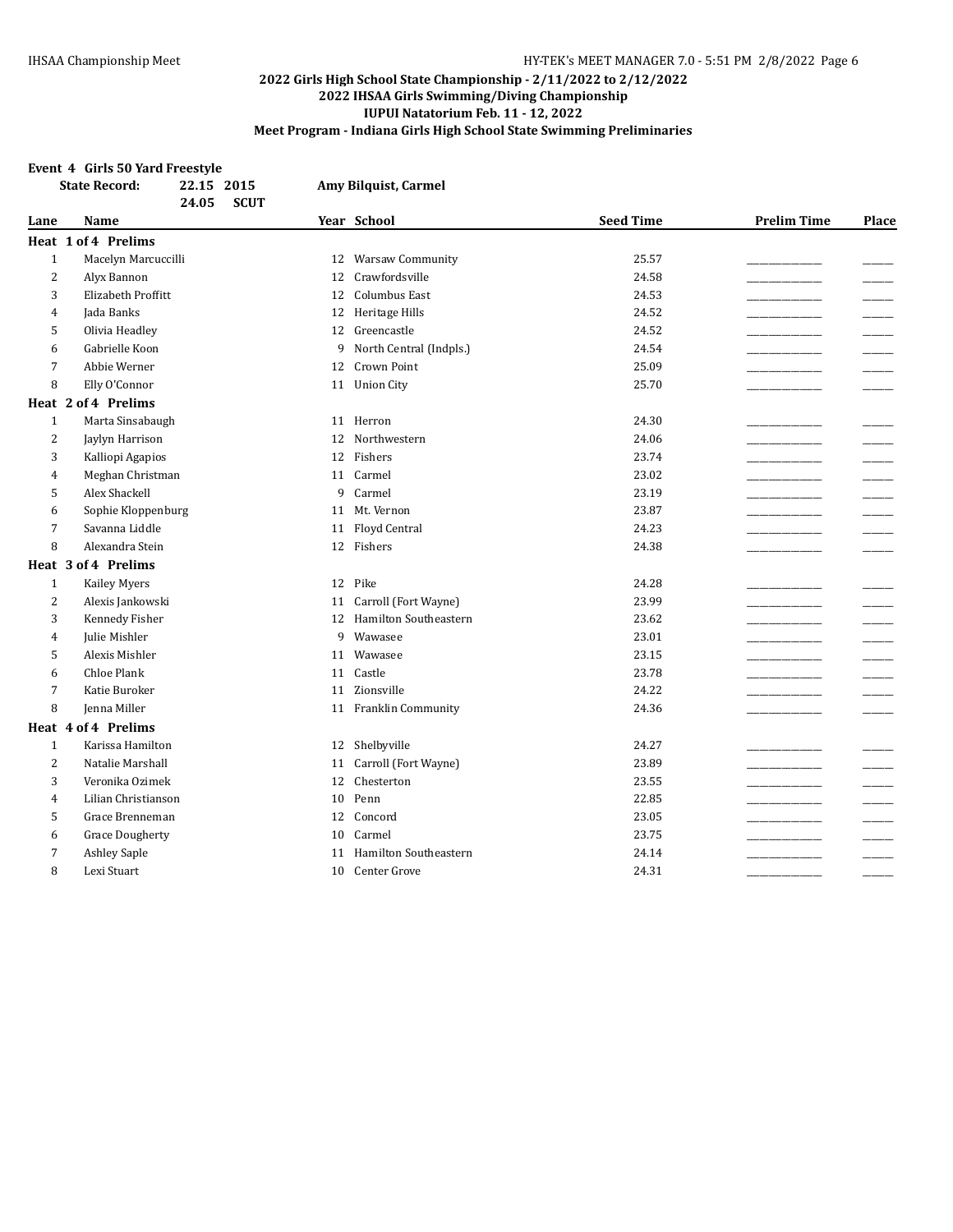## 2022 Girls High School State Championship - 2/11/2022 to 2/12/2022
## 2022 IHSAA Girls Swimming/Diving Championship
## IUPUI Natatorium Feb. 11 - 12, 2022
## Meet Program - Indiana Girls High School State Swimming Preliminaries

### Event 4 Girls 50 Yard Freestyle

**State Record:** 22.15 2015 Amy Bilquist, Carmel
24.05 SCUT

| Lane | Name | Year | School | Seed Time | Prelim Time | Place |
|---|---|---|---|---|---|---|
| **Heat 1 of 4 Prelims** | | | | | | |
| 1 | Macelyn Marcuccilli | 12 | Warsaw Community | 25.57 | ______ | ___ |
| 2 | Alyx Bannon | 12 | Crawfordsville | 24.58 | ______ | ___ |
| 3 | Elizabeth Proffitt | 12 | Columbus East | 24.53 | ______ | ___ |
| 4 | Jada Banks | 12 | Heritage Hills | 24.52 | ______ | ___ |
| 5 | Olivia Headley | 12 | Greencastle | 24.52 | ______ | ___ |
| 6 | Gabrielle Koon | 9 | North Central (Indpls.) | 24.54 | ______ | ___ |
| 7 | Abbie Werner | 12 | Crown Point | 25.09 | ______ | ___ |
| 8 | Elly O'Connor | 11 | Union City | 25.70 | ______ | ___ |
| **Heat 2 of 4 Prelims** | | | | | | |
| 1 | Marta Sinsabaugh | 11 | Herron | 24.30 | ______ | ___ |
| 2 | Jaylyn Harrison | 12 | Northwestern | 24.06 | ______ | ___ |
| 3 | Kalliopi Agapios | 12 | Fishers | 23.74 | ______ | ___ |
| 4 | Meghan Christman | 11 | Carmel | 23.02 | ______ | ___ |
| 5 | Alex Shackell | 9 | Carmel | 23.19 | ______ | ___ |
| 6 | Sophie Kloppenburg | 11 | Mt. Vernon | 23.87 | ______ | ___ |
| 7 | Savanna Liddle | 11 | Floyd Central | 24.23 | ______ | ___ |
| 8 | Alexandra Stein | 12 | Fishers | 24.38 | ______ | ___ |
| **Heat 3 of 4 Prelims** | | | | | | |
| 1 | Kailey Myers | 12 | Pike | 24.28 | ______ | ___ |
| 2 | Alexis Jankowski | 11 | Carroll (Fort Wayne) | 23.99 | ______ | ___ |
| 3 | Kennedy Fisher | 12 | Hamilton Southeastern | 23.62 | ______ | ___ |
| 4 | Julie Mishler | 9 | Wawasee | 23.01 | ______ | ___ |
| 5 | Alexis Mishler | 11 | Wawasee | 23.15 | ______ | ___ |
| 6 | Chloe Plank | 11 | Castle | 23.78 | ______ | ___ |
| 7 | Katie Buroker | 11 | Zionsville | 24.22 | ______ | ___ |
| 8 | Jenna Miller | 11 | Franklin Community | 24.36 | ______ | ___ |
| **Heat 4 of 4 Prelims** | | | | | | |
| 1 | Karissa Hamilton | 12 | Shelbyville | 24.27 | ______ | ___ |
| 2 | Natalie Marshall | 11 | Carroll (Fort Wayne) | 23.89 | ______ | ___ |
| 3 | Veronika Ozimek | 12 | Chesterton | 23.55 | ______ | ___ |
| 4 | Lilian Christianson | 10 | Penn | 22.85 | ______ | ___ |
| 5 | Grace Brenneman | 12 | Concord | 23.05 | ______ | ___ |
| 6 | Grace Dougherty | 10 | Carmel | 23.75 | ______ | ___ |
| 7 | Ashley Saple | 11 | Hamilton Southeastern | 24.14 | ______ | ___ |
| 8 | Lexi Stuart | 10 | Center Grove | 24.31 | ______ | ___ |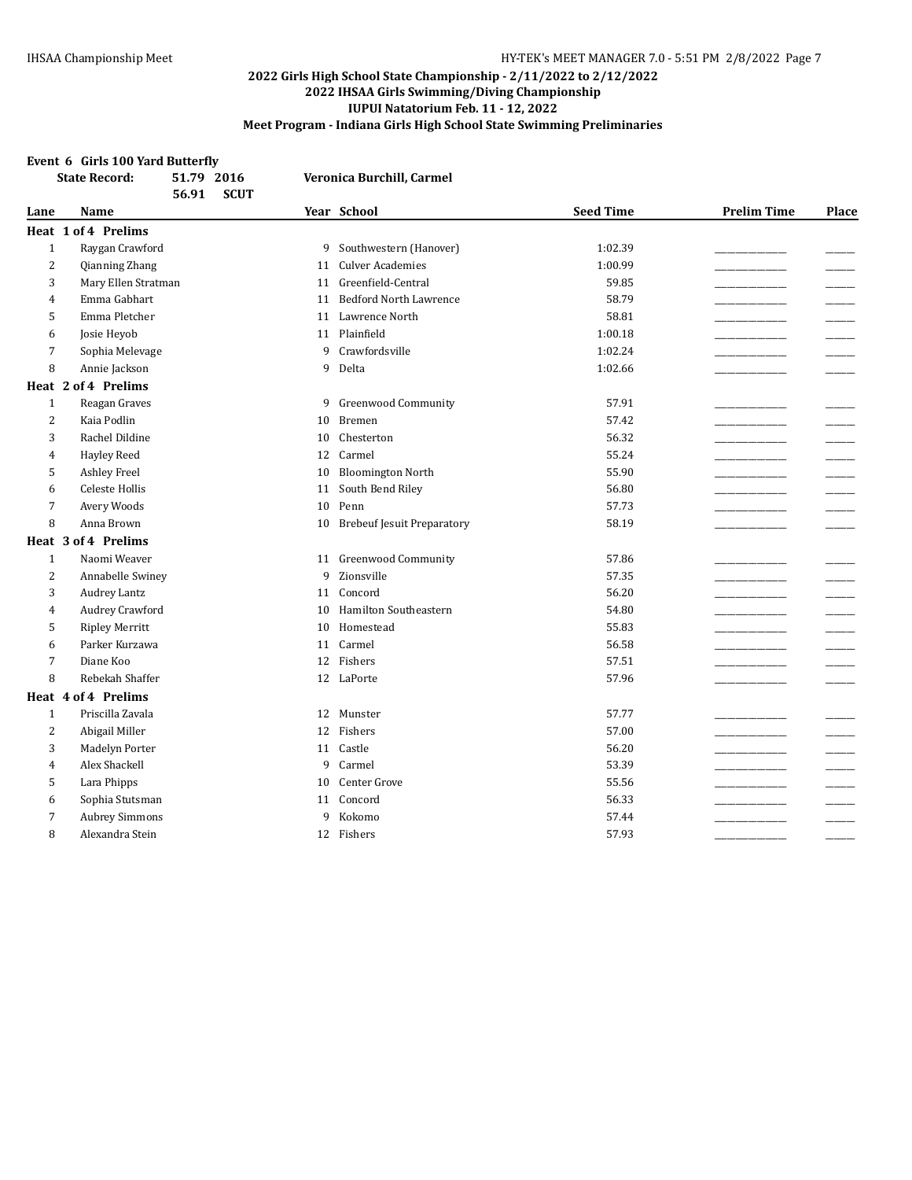## 2022 Girls High School State Championship - 2/11/2022 to 2/12/2022
## 2022 IHSAA Girls Swimming/Diving Championship
## IUPUI Natatorium Feb. 11 - 12, 2022
## Meet Program - Indiana Girls High School State Swimming Preliminaries

### Event 6 Girls 100 Yard Butterfly

**State Record:** 51.79 2016 Veronica Burchill, Carmel
56.91 SCUT

| Lane | Name | Year | School | Seed Time | Prelim Time | Place |
|---|---|---|---|---|---|---|
| **Heat 1 of 4 Prelims** | | | | | | |
| 1 | Raygan Crawford | 9 | Southwestern (Hanover) | 1:02.39 | _______________ | ______ |
| 2 | Qianning Zhang | 11 | Culver Academies | 1:00.99 | _______________ | ______ |
| 3 | Mary Ellen Stratman | 11 | Greenfield-Central | 59.85 | _______________ | ______ |
| 4 | Emma Gabhart | 11 | Bedford North Lawrence | 58.79 | _______________ | ______ |
| 5 | Emma Pletcher | 11 | Lawrence North | 58.81 | _______________ | ______ |
| 6 | Josie Heyob | 11 | Plainfield | 1:00.18 | _______________ | ______ |
| 7 | Sophia Melevage | 9 | Crawfordsville | 1:02.24 | _______________ | ______ |
| 8 | Annie Jackson | 9 | Delta | 1:02.66 | _______________ | ______ |
| **Heat 2 of 4 Prelims** | | | | | | |
| 1 | Reagan Graves | 9 | Greenwood Community | 57.91 | _______________ | ______ |
| 2 | Kaia Podlin | 10 | Bremen | 57.42 | _______________ | ______ |
| 3 | Rachel Dildine | 10 | Chesterton | 56.32 | _______________ | ______ |
| 4 | Hayley Reed | 12 | Carmel | 55.24 | _______________ | ______ |
| 5 | Ashley Freel | 10 | Bloomington North | 55.90 | _______________ | ______ |
| 6 | Celeste Hollis | 11 | South Bend Riley | 56.80 | _______________ | ______ |
| 7 | Avery Woods | 10 | Penn | 57.73 | _______________ | ______ |
| 8 | Anna Brown | 10 | Brebeuf Jesuit Preparatory | 58.19 | _______________ | ______ |
| **Heat 3 of 4 Prelims** | | | | | | |
| 1 | Naomi Weaver | 11 | Greenwood Community | 57.86 | _______________ | ______ |
| 2 | Annabelle Swiney | 9 | Zionsville | 57.35 | _______________ | ______ |
| 3 | Audrey Lantz | 11 | Concord | 56.20 | _______________ | ______ |
| 4 | Audrey Crawford | 10 | Hamilton Southeastern | 54.80 | _______________ | ______ |
| 5 | Ripley Merritt | 10 | Homestead | 55.83 | _______________ | ______ |
| 6 | Parker Kurzawa | 11 | Carmel | 56.58 | _______________ | ______ |
| 7 | Diane Koo | 12 | Fishers | 57.51 | _______________ | ______ |
| 8 | Rebekah Shaffer | 12 | LaPorte | 57.96 | _______________ | ______ |
| **Heat 4 of 4 Prelims** | | | | | | |
| 1 | Priscilla Zavala | 12 | Munster | 57.77 | _______________ | ______ |
| 2 | Abigail Miller | 12 | Fishers | 57.00 | _______________ | ______ |
| 3 | Madelyn Porter | 11 | Castle | 56.20 | _______________ | ______ |
| 4 | Alex Shackell | 9 | Carmel | 53.39 | _______________ | ______ |
| 5 | Lara Phipps | 10 | Center Grove | 55.56 | _______________ | ______ |
| 6 | Sophia Stutsman | 11 | Concord | 56.33 | _______________ | ______ |
| 7 | Aubrey Simmons | 9 | Kokomo | 57.44 | _______________ | ______ |
| 8 | Alexandra Stein | 12 | Fishers | 57.93 | _______________ | ______ |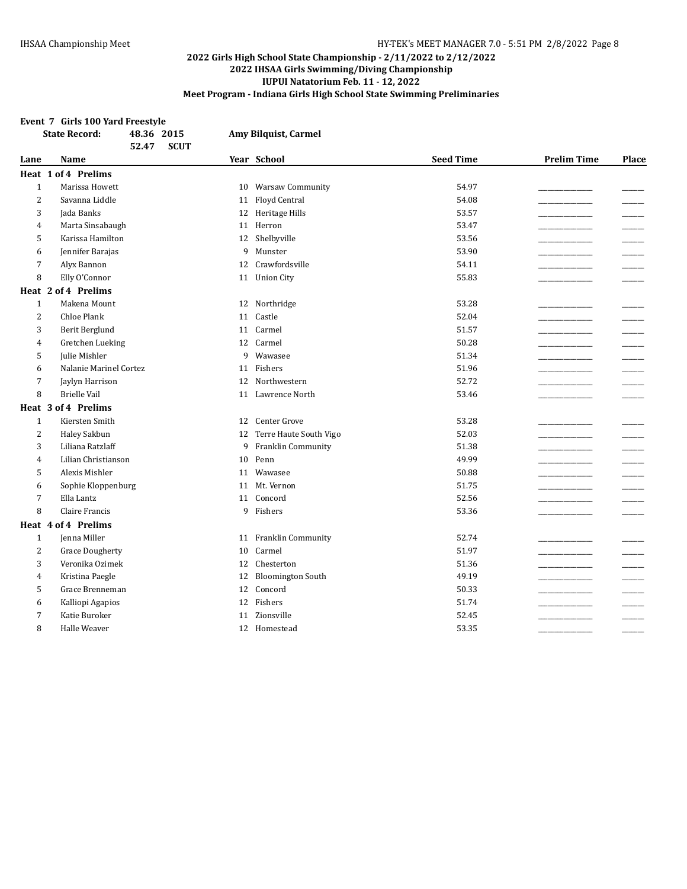## 2022 Girls High School State Championship - 2/11/2022 to 2/12/2022
## 2022 IHSAA Girls Swimming/Diving Championship
## IUPUI Natatorium Feb. 11 - 12, 2022
## Meet Program - Indiana Girls High School State Swimming Preliminaries

### Event 7 Girls 100 Yard Freestyle

**State Record:** 48.36 2015 **Amy Bilquist, Carmel**
52.47 **SCUT**

| Lane | Name | Year | School | Seed Time | Prelim Time | Place |
|---|---|---|---|---|---|---|
| **Heat 1 of 4 Prelims** | | | | | | |
| 1 | Marissa Howett | 10 | Warsaw Community | 54.97 | _______________ | ______ |
| 2 | Savanna Liddle | 11 | Floyd Central | 54.08 | _______________ | ______ |
| 3 | Jada Banks | 12 | Heritage Hills | 53.57 | _______________ | ______ |
| 4 | Marta Sinsabaugh | 11 | Herron | 53.47 | _______________ | ______ |
| 5 | Karissa Hamilton | 12 | Shelbyville | 53.56 | _______________ | ______ |
| 6 | Jennifer Barajas | 9 | Munster | 53.90 | _______________ | ______ |
| 7 | Alyx Bannon | 12 | Crawfordsville | 54.11 | _______________ | ______ |
| 8 | Elly O'Connor | 11 | Union City | 55.83 | _______________ | ______ |
| **Heat 2 of 4 Prelims** | | | | | | |
| 1 | Makena Mount | 12 | Northridge | 53.28 | _______________ | ______ |
| 2 | Chloe Plank | 11 | Castle | 52.04 | _______________ | ______ |
| 3 | Berit Berglund | 11 | Carmel | 51.57 | _______________ | ______ |
| 4 | Gretchen Lueking | 12 | Carmel | 50.28 | _______________ | ______ |
| 5 | Julie Mishler | 9 | Wawasee | 51.34 | _______________ | ______ |
| 6 | Nalanie Marinel Cortez | 11 | Fishers | 51.96 | _______________ | ______ |
| 7 | Jaylyn Harrison | 12 | Northwestern | 52.72 | _______________ | ______ |
| 8 | Brielle Vail | 11 | Lawrence North | 53.46 | _______________ | ______ |
| **Heat 3 of 4 Prelims** | | | | | | |
| 1 | Kiersten Smith | 12 | Center Grove | 53.28 | _______________ | ______ |
| 2 | Haley Sakbun | 12 | Terre Haute South Vigo | 52.03 | _______________ | ______ |
| 3 | Liliana Ratzlaff | 9 | Franklin Community | 51.38 | _______________ | ______ |
| 4 | Lilian Christianson | 10 | Penn | 49.99 | _______________ | ______ |
| 5 | Alexis Mishler | 11 | Wawasee | 50.88 | _______________ | ______ |
| 6 | Sophie Kloppenburg | 11 | Mt. Vernon | 51.75 | _______________ | ______ |
| 7 | Ella Lantz | 11 | Concord | 52.56 | _______________ | ______ |
| 8 | Claire Francis | 9 | Fishers | 53.36 | _______________ | ______ |
| **Heat 4 of 4 Prelims** | | | | | | |
| 1 | Jenna Miller | 11 | Franklin Community | 52.74 | _______________ | ______ |
| 2 | Grace Dougherty | 10 | Carmel | 51.97 | _______________ | ______ |
| 3 | Veronika Ozimek | 12 | Chesterton | 51.36 | _______________ | ______ |
| 4 | Kristina Paegle | 12 | Bloomington South | 49.19 | _______________ | ______ |
| 5 | Grace Brenneman | 12 | Concord | 50.33 | _______________ | ______ |
| 6 | Kalliopi Agapios | 12 | Fishers | 51.74 | _______________ | ______ |
| 7 | Katie Buroker | 11 | Zionsville | 52.45 | _______________ | ______ |
| 8 | Halle Weaver | 12 | Homestead | 53.35 | _______________ | ______ |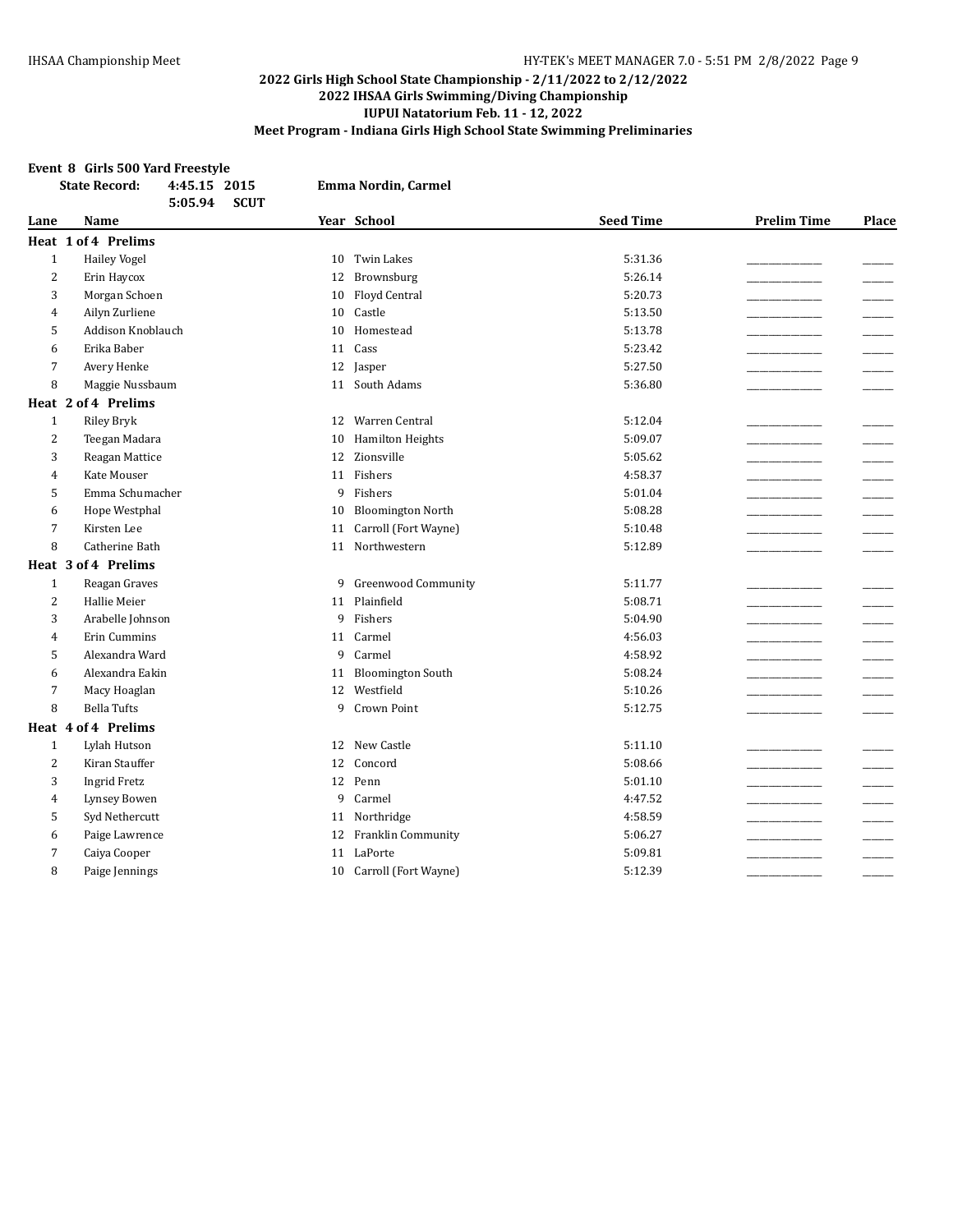## 2022 Girls High School State Championship - 2/11/2022 to 2/12/2022
## 2022 IHSAA Girls Swimming/Diving Championship
## IUPUI Natatorium Feb. 11 - 12, 2022
## Meet Program - Indiana Girls High School State Swimming Preliminaries

### Event 8 Girls 500 Yard Freestyle

**State Record:** **4:45.15 2015** **Emma Nordin, Carmel**
**5:05.94 SCUT**

| Lane | Name | Year | School | Seed Time | Prelim Time | Place |
|---|---|---|---|---|---|---|
| **Heat 1 of 4 Prelims** | | | | | | |
| 1 | Hailey Vogel | 10 | Twin Lakes | 5:31.36 | _______ | ____ |
| 2 | Erin Haycox | 12 | Brownsburg | 5:26.14 | _______ | ____ |
| 3 | Morgan Schoen | 10 | Floyd Central | 5:20.73 | _______ | ____ |
| 4 | Ailyn Zurliene | 10 | Castle | 5:13.50 | _______ | ____ |
| 5 | Addison Knoblauch | 10 | Homestead | 5:13.78 | _______ | ____ |
| 6 | Erika Baber | 11 | Cass | 5:23.42 | _______ | ____ |
| 7 | Avery Henke | 12 | Jasper | 5:27.50 | _______ | ____ |
| 8 | Maggie Nussbaum | 11 | South Adams | 5:36.80 | _______ | ____ |
| **Heat 2 of 4 Prelims** | | | | | | |
| 1 | Riley Bryk | 12 | Warren Central | 5:12.04 | _______ | ____ |
| 2 | Teegan Madara | 10 | Hamilton Heights | 5:09.07 | _______ | ____ |
| 3 | Reagan Mattice | 12 | Zionsville | 5:05.62 | _______ | ____ |
| 4 | Kate Mouser | 11 | Fishers | 4:58.37 | _______ | ____ |
| 5 | Emma Schumacher | 9 | Fishers | 5:01.04 | _______ | ____ |
| 6 | Hope Westphal | 10 | Bloomington North | 5:08.28 | _______ | ____ |
| 7 | Kirsten Lee | 11 | Carroll (Fort Wayne) | 5:10.48 | _______ | ____ |
| 8 | Catherine Bath | 11 | Northwestern | 5:12.89 | _______ | ____ |
| **Heat 3 of 4 Prelims** | | | | | | |
| 1 | Reagan Graves | 9 | Greenwood Community | 5:11.77 | _______ | ____ |
| 2 | Hallie Meier | 11 | Plainfield | 5:08.71 | _______ | ____ |
| 3 | Arabelle Johnson | 9 | Fishers | 5:04.90 | _______ | ____ |
| 4 | Erin Cummins | 11 | Carmel | 4:56.03 | _______ | ____ |
| 5 | Alexandra Ward | 9 | Carmel | 4:58.92 | _______ | ____ |
| 6 | Alexandra Eakin | 11 | Bloomington South | 5:08.24 | _______ | ____ |
| 7 | Macy Hoaglan | 12 | Westfield | 5:10.26 | _______ | ____ |
| 8 | Bella Tufts | 9 | Crown Point | 5:12.75 | _______ | ____ |
| **Heat 4 of 4 Prelims** | | | | | | |
| 1 | Lylah Hutson | 12 | New Castle | 5:11.10 | _______ | ____ |
| 2 | Kiran Stauffer | 12 | Concord | 5:08.66 | _______ | ____ |
| 3 | Ingrid Fretz | 12 | Penn | 5:01.10 | _______ | ____ |
| 4 | Lynsey Bowen | 9 | Carmel | 4:47.52 | _______ | ____ |
| 5 | Syd Nethercutt | 11 | Northridge | 4:58.59 | _______ | ____ |
| 6 | Paige Lawrence | 12 | Franklin Community | 5:06.27 | _______ | ____ |
| 7 | Caiya Cooper | 11 | LaPorte | 5:09.81 | _______ | ____ |
| 8 | Paige Jennings | 10 | Carroll (Fort Wayne) | 5:12.39 | _______ | ____ |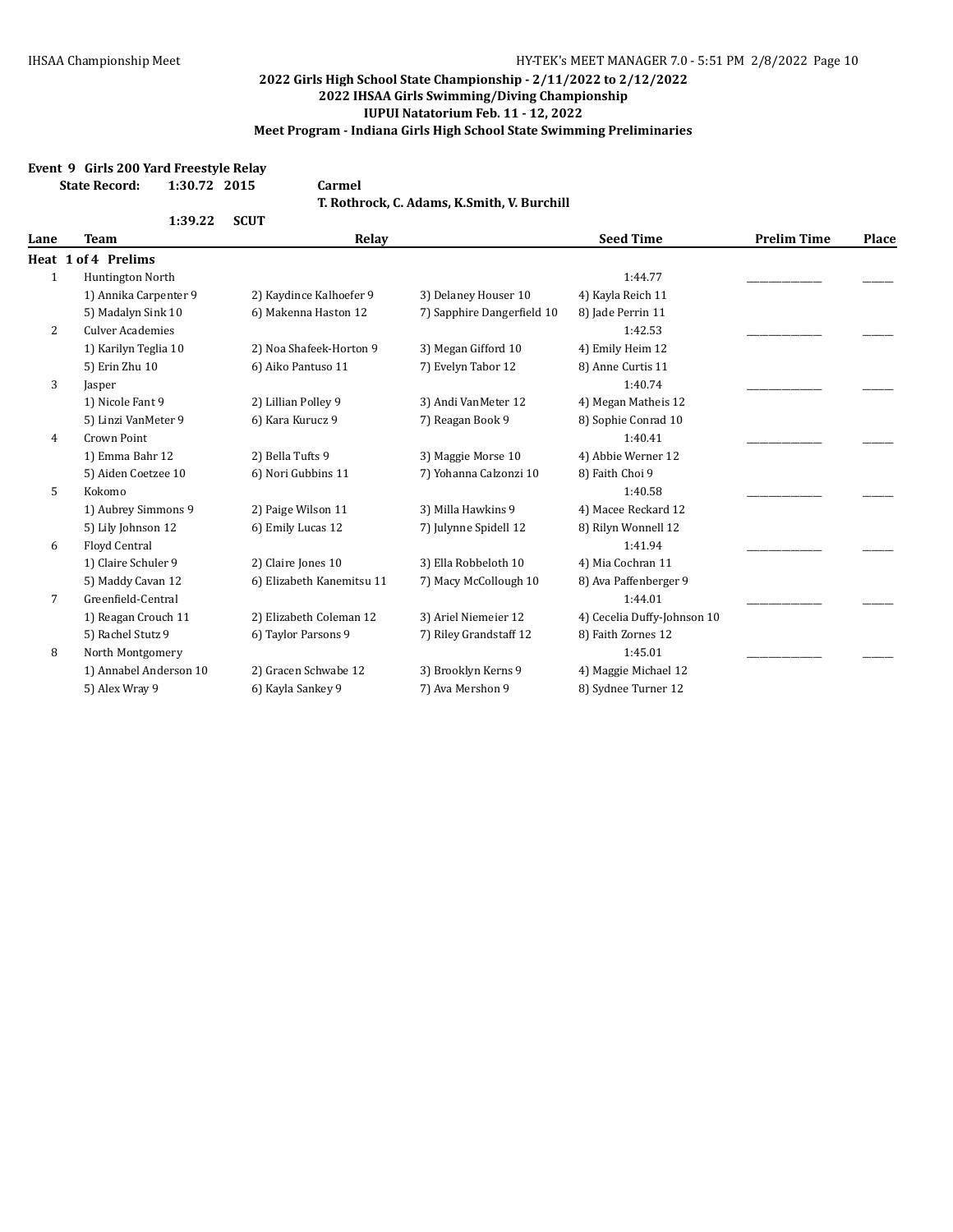## 2022 Girls High School State Championship - 2/11/2022 to 2/12/2022
## 2022 IHSAA Girls Swimming/Diving Championship
## IUPUI Natatorium Feb. 11 - 12, 2022
## Meet Program - Indiana Girls High School State Swimming Preliminaries

**Event 9 Girls 200 Yard Freestyle Relay**

**State Record: 1:30.72 2015 Carmel**
**T. Rothrock, C. Adams, K.Smith, V. Burchill**

**1:39.22 SCUT**

| Lane | Team | Relay | | | Seed Time | Prelim Time | Place |
|---|---|---|---|---|---|---|---|
| **Heat 1 of 4 Prelims** | | | | | | | |
| 1 | Huntington North | | | | 1:44.77 | _____________ | _____ |
| | 1) Annika Carpenter 9 | 2) Kaydince Kalhoefer 9 | 3) Delaney Houser 10 | 4) Kayla Reich 11 | | | |
| | 5) Madalyn Sink 10 | 6) Makenna Haston 12 | 7) Sapphire Dangerfield 10 | 8) Jade Perrin 11 | | | |
| 2 | Culver Academies | | | | 1:42.53 | _____________ | _____ |
| | 1) Karilyn Teglia 10 | 2) Noa Shafeek-Horton 9 | 3) Megan Gifford 10 | 4) Emily Heim 12 | | | |
| | 5) Erin Zhu 10 | 6) Aiko Pantuso 11 | 7) Evelyn Tabor 12 | 8) Anne Curtis 11 | | | |
| 3 | Jasper | | | | 1:40.74 | _____________ | _____ |
| | 1) Nicole Fant 9 | 2) Lillian Polley 9 | 3) Andi VanMeter 12 | 4) Megan Matheis 12 | | | |
| | 5) Linzi VanMeter 9 | 6) Kara Kurucz 9 | 7) Reagan Book 9 | 8) Sophie Conrad 10 | | | |
| 4 | Crown Point | | | | 1:40.41 | _____________ | _____ |
| | 1) Emma Bahr 12 | 2) Bella Tufts 9 | 3) Maggie Morse 10 | 4) Abbie Werner 12 | | | |
| | 5) Aiden Coetzee 10 | 6) Nori Gubbins 11 | 7) Yohanna Calzonzi 10 | 8) Faith Choi 9 | | | |
| 5 | Kokomo | | | | 1:40.58 | _____________ | _____ |
| | 1) Aubrey Simmons 9 | 2) Paige Wilson 11 | 3) Milla Hawkins 9 | 4) Macee Reckard 12 | | | |
| | 5) Lily Johnson 12 | 6) Emily Lucas 12 | 7) Julynne Spidell 12 | 8) Rilyn Wonnell 12 | | | |
| 6 | Floyd Central | | | | 1:41.94 | _____________ | _____ |
| | 1) Claire Schuler 9 | 2) Claire Jones 10 | 3) Ella Robbeloth 10 | 4) Mia Cochran 11 | | | |
| | 5) Maddy Cavan 12 | 6) Elizabeth Kanemitsu 11 | 7) Macy McCollough 10 | 8) Ava Paffenberger 9 | | | |
| 7 | Greenfield-Central | | | | 1:44.01 | _____________ | _____ |
| | 1) Reagan Crouch 11 | 2) Elizabeth Coleman 12 | 3) Ariel Niemeier 12 | 4) Cecelia Duffy-Johnson 10 | | | |
| | 5) Rachel Stutz 9 | 6) Taylor Parsons 9 | 7) Riley Grandstaff 12 | 8) Faith Zornes 12 | | | |
| 8 | North Montgomery | | | | 1:45.01 | _____________ | _____ |
| | 1) Annabel Anderson 10 | 2) Gracen Schwabe 12 | 3) Brooklyn Kerns 9 | 4) Maggie Michael 12 | | | |
| | 5) Alex Wray 9 | 6) Kayla Sankey 9 | 7) Ava Mershon 9 | 8) Sydnee Turner 12 | | | |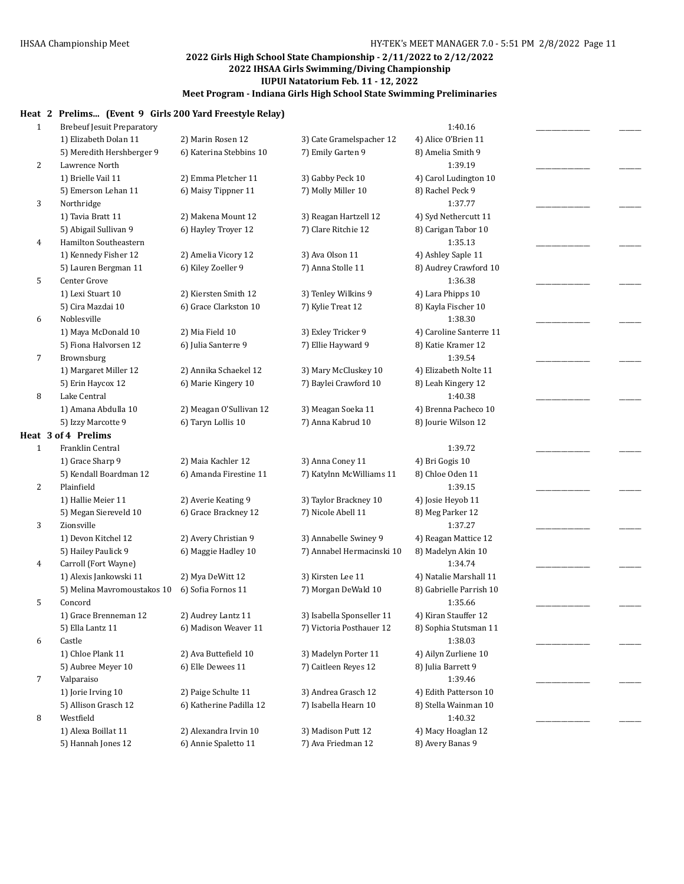2022 Girls High School State Championship - 2/11/2022 to 2/12/2022
2022 IHSAA Girls Swimming/Diving Championship
IUPUI Natatorium Feb. 11 - 12, 2022
Meet Program - Indiana Girls High School State Swimming Preliminaries

**Heat 2 Prelims... (Event 9 Girls 200 Yard Freestyle Relay)**

| Lane | Team | | | Seed Time | | |
|---|---|---|---|---|---|---|
| 1 | Brebeuf Jesuit Preparatory | | | 1:40.16 | _______ | ____ |
| | 1) Elizabeth Dolan 11 | 2) Marin Rosen 12 | 3) Cate Gramelspacher 12 | 4) Alice O'Brien 11 | | |
| | 5) Meredith Hershberger 9 | 6) Katerina Stebbins 10 | 7) Emily Garten 9 | 8) Amelia Smith 9 | | |
| 2 | Lawrence North | | | 1:39.19 | _______ | ____ |
| | 1) Brielle Vail 11 | 2) Emma Pletcher 11 | 3) Gabby Peck 10 | 4) Carol Ludington 10 | | |
| | 5) Emerson Lehan 11 | 6) Maisy Tippner 11 | 7) Molly Miller 10 | 8) Rachel Peck 9 | | |
| 3 | Northridge | | | 1:37.77 | _______ | ____ |
| | 1) Tavia Bratt 11 | 2) Makena Mount 12 | 3) Reagan Hartzell 12 | 4) Syd Nethercutt 11 | | |
| | 5) Abigail Sullivan 9 | 6) Hayley Troyer 12 | 7) Clare Ritchie 12 | 8) Carigan Tabor 10 | | |
| 4 | Hamilton Southeastern | | | 1:35.13 | _______ | ____ |
| | 1) Kennedy Fisher 12 | 2) Amelia Vicory 12 | 3) Ava Olson 11 | 4) Ashley Saple 11 | | |
| | 5) Lauren Bergman 11 | 6) Kiley Zoeller 9 | 7) Anna Stolle 11 | 8) Audrey Crawford 10 | | |
| 5 | Center Grove | | | 1:36.38 | _______ | ____ |
| | 1) Lexi Stuart 10 | 2) Kiersten Smith 12 | 3) Tenley Wilkins 9 | 4) Lara Phipps 10 | | |
| | 5) Cira Mazdai 10 | 6) Grace Clarkston 10 | 7) Kylie Treat 12 | 8) Kayla Fischer 10 | | |
| 6 | Noblesville | | | 1:38.30 | _______ | ____ |
| | 1) Maya McDonald 10 | 2) Mia Field 10 | 3) Exley Tricker 9 | 4) Caroline Santerre 11 | | |
| | 5) Fiona Halvorsen 12 | 6) Julia Santerre 9 | 7) Ellie Hayward 9 | 8) Katie Kramer 12 | | |
| 7 | Brownsburg | | | 1:39.54 | _______ | ____ |
| | 1) Margaret Miller 12 | 2) Annika Schaekel 12 | 3) Mary McCluskey 10 | 4) Elizabeth Nolte 11 | | |
| | 5) Erin Haycox 12 | 6) Marie Kingery 10 | 7) Baylei Crawford 10 | 8) Leah Kingery 12 | | |
| 8 | Lake Central | | | 1:40.38 | _______ | ____ |
| | 1) Amana Abdulla 10 | 2) Meagan O'Sullivan 12 | 3) Meagan Soeka 11 | 4) Brenna Pacheco 10 | | |
| | 5) Izzy Marcotte 9 | 6) Taryn Lollis 10 | 7) Anna Kabrud 10 | 8) Jourie Wilson 12 | | |

**Heat 3 of 4 Prelims**

| Lane | Team | | | Seed Time | | |
|---|---|---|---|---|---|---|
| 1 | Franklin Central | | | 1:39.72 | _______ | ____ |
| | 1) Grace Sharp 9 | 2) Maia Kachler 12 | 3) Anna Coney 11 | 4) Bri Gogis 10 | | |
| | 5) Kendall Boardman 12 | 6) Amanda Firestine 11 | 7) Katylnn McWilliams 11 | 8) Chloe Oden 11 | | |
| 2 | Plainfield | | | 1:39.15 | _______ | ____ |
| | 1) Hallie Meier 11 | 2) Averie Keating 9 | 3) Taylor Brackney 10 | 4) Josie Heyob 11 | | |
| | 5) Megan Siereveld 10 | 6) Grace Brackney 12 | 7) Nicole Abell 11 | 8) Meg Parker 12 | | |
| 3 | Zionsville | | | 1:37.27 | _______ | ____ |
| | 1) Devon Kitchel 12 | 2) Avery Christian 9 | 3) Annabelle Swiney 9 | 4) Reagan Mattice 12 | | |
| | 5) Hailey Paulick 9 | 6) Maggie Hadley 10 | 7) Annabel Hermacinski 10 | 8) Madelyn Akin 10 | | |
| 4 | Carroll (Fort Wayne) | | | 1:34.74 | _______ | ____ |
| | 1) Alexis Jankowski 11 | 2) Mya DeWitt 12 | 3) Kirsten Lee 11 | 4) Natalie Marshall 11 | | |
| | 5) Melina Mavromoustakos 10 | 6) Sofia Fornos 11 | 7) Morgan DeWald 10 | 8) Gabrielle Parrish 10 | | |
| 5 | Concord | | | 1:35.66 | _______ | ____ |
| | 1) Grace Brenneman 12 | 2) Audrey Lantz 11 | 3) Isabella Sponseller 11 | 4) Kiran Stauffer 12 | | |
| | 5) Ella Lantz 11 | 6) Madison Weaver 11 | 7) Victoria Posthauer 12 | 8) Sophia Stutsman 11 | | |
| 6 | Castle | | | 1:38.03 | _______ | ____ |
| | 1) Chloe Plank 11 | 2) Ava Buttefield 10 | 3) Madelyn Porter 11 | 4) Ailyn Zurliene 10 | | |
| | 5) Aubree Meyer 10 | 6) Elle Dewees 11 | 7) Caitleen Reyes 12 | 8) Julia Barrett 9 | | |
| 7 | Valparaiso | | | 1:39.46 | _______ | ____ |
| | 1) Jorie Irving 10 | 2) Paige Schulte 11 | 3) Andrea Grasch 12 | 4) Edith Patterson 10 | | |
| | 5) Allison Grasch 12 | 6) Katherine Padilla 12 | 7) Isabella Hearn 10 | 8) Stella Wainman 10 | | |
| 8 | Westfield | | | 1:40.32 | _______ | ____ |
| | 1) Alexa Boillat 11 | 2) Alexandra Irvin 10 | 3) Madison Putt 12 | 4) Macy Hoaglan 12 | | |
| | 5) Hannah Jones 12 | 6) Annie Spaletto 11 | 7) Ava Friedman 12 | 8) Avery Banas 9 | | |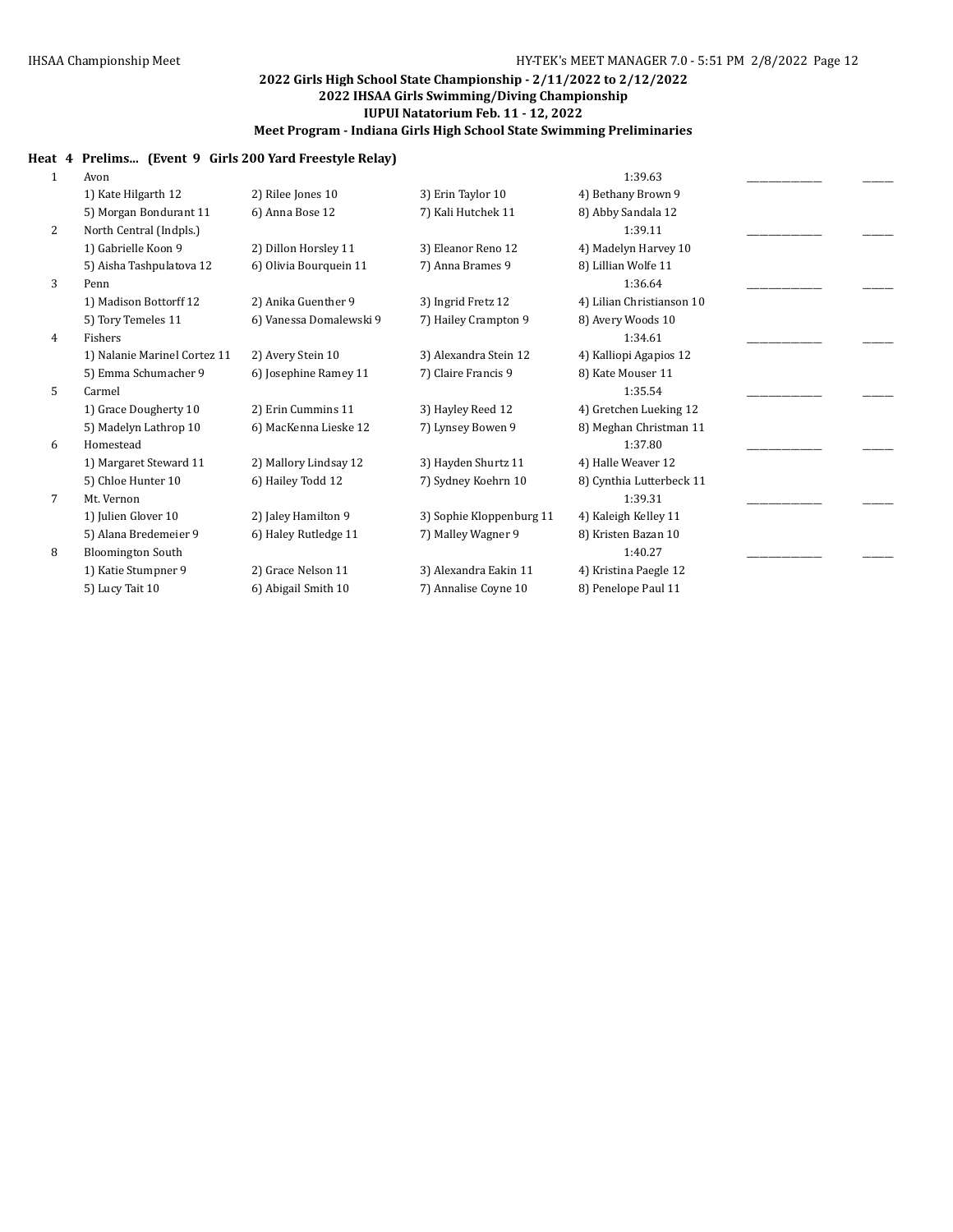**2022 Girls High School State Championship - 2/11/2022 to 2/12/2022**
**2022 IHSAA Girls Swimming/Diving Championship**
**IUPUI Natatorium Feb. 11 - 12, 2022**
**Meet Program - Indiana Girls High School State Swimming Preliminaries**

**Heat 4 Prelims... (Event 9 Girls 200 Yard Freestyle Relay)**

| Lane | Team | | | | Seed Time | | |
|---|---|---|---|---|---|---|---|
| 1 | Avon | | | | 1:39.63 | _______________ | ______ |
| | 1) Kate Hilgarth 12 | 2) Rilee Jones 10 | 3) Erin Taylor 10 | 4) Bethany Brown 9 | | | |
| | 5) Morgan Bondurant 11 | 6) Anna Bose 12 | 7) Kali Hutchek 11 | 8) Abby Sandala 12 | | | |
| 2 | North Central (Indpls.) | | | | 1:39.11 | _______________ | ______ |
| | 1) Gabrielle Koon 9 | 2) Dillon Horsley 11 | 3) Eleanor Reno 12 | 4) Madelyn Harvey 10 | | | |
| | 5) Aisha Tashpulatova 12 | 6) Olivia Bourquein 11 | 7) Anna Brames 9 | 8) Lillian Wolfe 11 | | | |
| 3 | Penn | | | | 1:36.64 | _______________ | ______ |
| | 1) Madison Bottorff 12 | 2) Anika Guenther 9 | 3) Ingrid Fretz 12 | 4) Lilian Christianson 10 | | | |
| | 5) Tory Temeles 11 | 6) Vanessa Domalewski 9 | 7) Hailey Crampton 9 | 8) Avery Woods 10 | | | |
| 4 | Fishers | | | | 1:34.61 | _______________ | ______ |
| | 1) Nalanie Marinel Cortez 11 | 2) Avery Stein 10 | 3) Alexandra Stein 12 | 4) Kalliopi Agapios 12 | | | |
| | 5) Emma Schumacher 9 | 6) Josephine Ramey 11 | 7) Claire Francis 9 | 8) Kate Mouser 11 | | | |
| 5 | Carmel | | | | 1:35.54 | _______________ | ______ |
| | 1) Grace Dougherty 10 | 2) Erin Cummins 11 | 3) Hayley Reed 12 | 4) Gretchen Lueking 12 | | | |
| | 5) Madelyn Lathrop 10 | 6) MacKenna Lieske 12 | 7) Lynsey Bowen 9 | 8) Meghan Christman 11 | | | |
| 6 | Homestead | | | | 1:37.80 | _______________ | ______ |
| | 1) Margaret Steward 11 | 2) Mallory Lindsay 12 | 3) Hayden Shurtz 11 | 4) Halle Weaver 12 | | | |
| | 5) Chloe Hunter 10 | 6) Hailey Todd 12 | 7) Sydney Koehrn 10 | 8) Cynthia Lutterbeck 11 | | | |
| 7 | Mt. Vernon | | | | 1:39.31 | _______________ | ______ |
| | 1) Julien Glover 10 | 2) Jaley Hamilton 9 | 3) Sophie Kloppenburg 11 | 4) Kaleigh Kelley 11 | | | |
| | 5) Alana Bredemeier 9 | 6) Haley Rutledge 11 | 7) Malley Wagner 9 | 8) Kristen Bazan 10 | | | |
| 8 | Bloomington South | | | | 1:40.27 | _______________ | ______ |
| | 1) Katie Stumpner 9 | 2) Grace Nelson 11 | 3) Alexandra Eakin 11 | 4) Kristina Paegle 12 | | | |
| | 5) Lucy Tait 10 | 6) Abigail Smith 10 | 7) Annalise Coyne 10 | 8) Penelope Paul 11 | | | |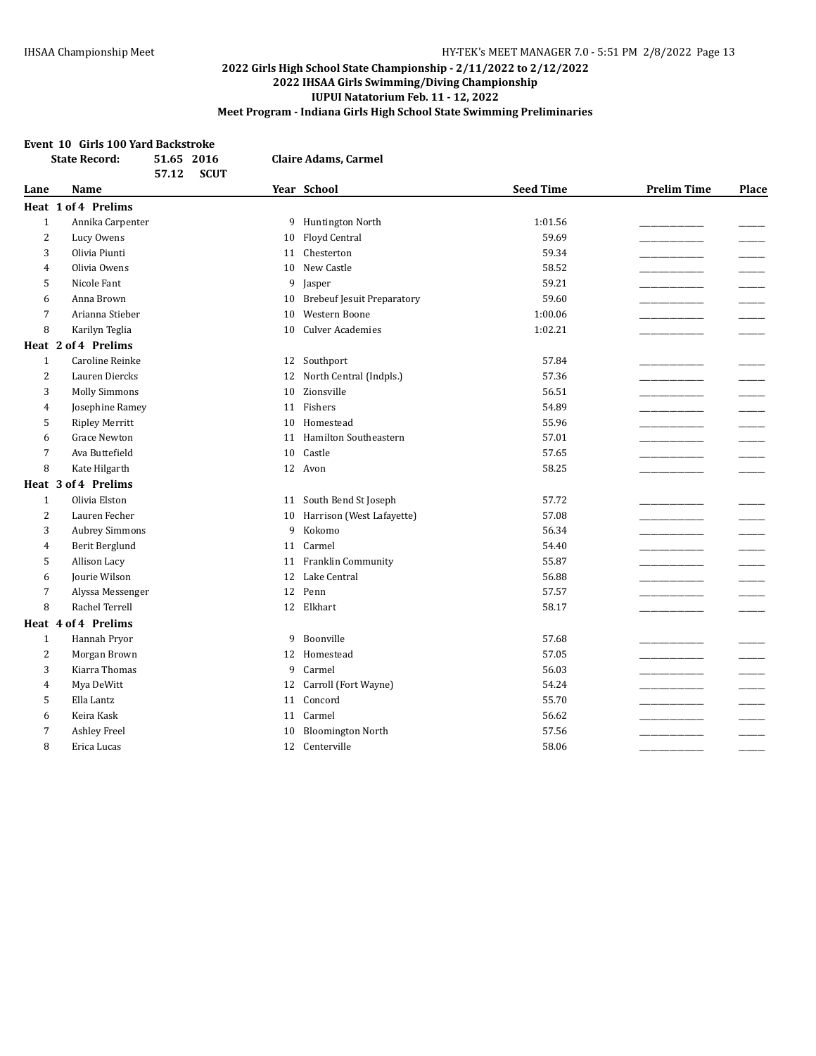## 2022 Girls High School State Championship - 2/11/2022 to 2/12/2022
## 2022 IHSAA Girls Swimming/Diving Championship
## IUPUI Natatorium Feb. 11 - 12, 2022
## Meet Program - Indiana Girls High School State Swimming Preliminaries

### Event 10 Girls 100 Yard Backstroke

**State Record:** 51.65 2016 **Claire Adams, Carmel**
57.12 SCUT

| Lane | Name | Year | School | Seed Time | Prelim Time | Place |
|---|---|---|---|---|---|---|
| **Heat 1 of 4 Prelims** | | | | | | |
| 1 | Annika Carpenter | 9 | Huntington North | 1:01.56 | ___ | ___ |
| 2 | Lucy Owens | 10 | Floyd Central | 59.69 | ___ | ___ |
| 3 | Olivia Piunti | 11 | Chesterton | 59.34 | ___ | ___ |
| 4 | Olivia Owens | 10 | New Castle | 58.52 | ___ | ___ |
| 5 | Nicole Fant | 9 | Jasper | 59.21 | ___ | ___ |
| 6 | Anna Brown | 10 | Brebeuf Jesuit Preparatory | 59.60 | ___ | ___ |
| 7 | Arianna Stieber | 10 | Western Boone | 1:00.06 | ___ | ___ |
| 8 | Karilyn Teglia | 10 | Culver Academies | 1:02.21 | ___ | ___ |
| **Heat 2 of 4 Prelims** | | | | | | |
| 1 | Caroline Reinke | 12 | Southport | 57.84 | ___ | ___ |
| 2 | Lauren Diercks | 12 | North Central (Indpls.) | 57.36 | ___ | ___ |
| 3 | Molly Simmons | 10 | Zionsville | 56.51 | ___ | ___ |
| 4 | Josephine Ramey | 11 | Fishers | 54.89 | ___ | ___ |
| 5 | Ripley Merritt | 10 | Homestead | 55.96 | ___ | ___ |
| 6 | Grace Newton | 11 | Hamilton Southeastern | 57.01 | ___ | ___ |
| 7 | Ava Buttefield | 10 | Castle | 57.65 | ___ | ___ |
| 8 | Kate Hilgarth | 12 | Avon | 58.25 | ___ | ___ |
| **Heat 3 of 4 Prelims** | | | | | | |
| 1 | Olivia Elston | 11 | South Bend St Joseph | 57.72 | ___ | ___ |
| 2 | Lauren Fecher | 10 | Harrison (West Lafayette) | 57.08 | ___ | ___ |
| 3 | Aubrey Simmons | 9 | Kokomo | 56.34 | ___ | ___ |
| 4 | Berit Berglund | 11 | Carmel | 54.40 | ___ | ___ |
| 5 | Allison Lacy | 11 | Franklin Community | 55.87 | ___ | ___ |
| 6 | Jourie Wilson | 12 | Lake Central | 56.88 | ___ | ___ |
| 7 | Alyssa Messenger | 12 | Penn | 57.57 | ___ | ___ |
| 8 | Rachel Terrell | 12 | Elkhart | 58.17 | ___ | ___ |
| **Heat 4 of 4 Prelims** | | | | | | |
| 1 | Hannah Pryor | 9 | Boonville | 57.68 | ___ | ___ |
| 2 | Morgan Brown | 12 | Homestead | 57.05 | ___ | ___ |
| 3 | Kiarra Thomas | 9 | Carmel | 56.03 | ___ | ___ |
| 4 | Mya DeWitt | 12 | Carroll (Fort Wayne) | 54.24 | ___ | ___ |
| 5 | Ella Lantz | 11 | Concord | 55.70 | ___ | ___ |
| 6 | Keira Kask | 11 | Carmel | 56.62 | ___ | ___ |
| 7 | Ashley Freel | 10 | Bloomington North | 57.56 | ___ | ___ |
| 8 | Erica Lucas | 12 | Centerville | 58.06 | ___ | ___ |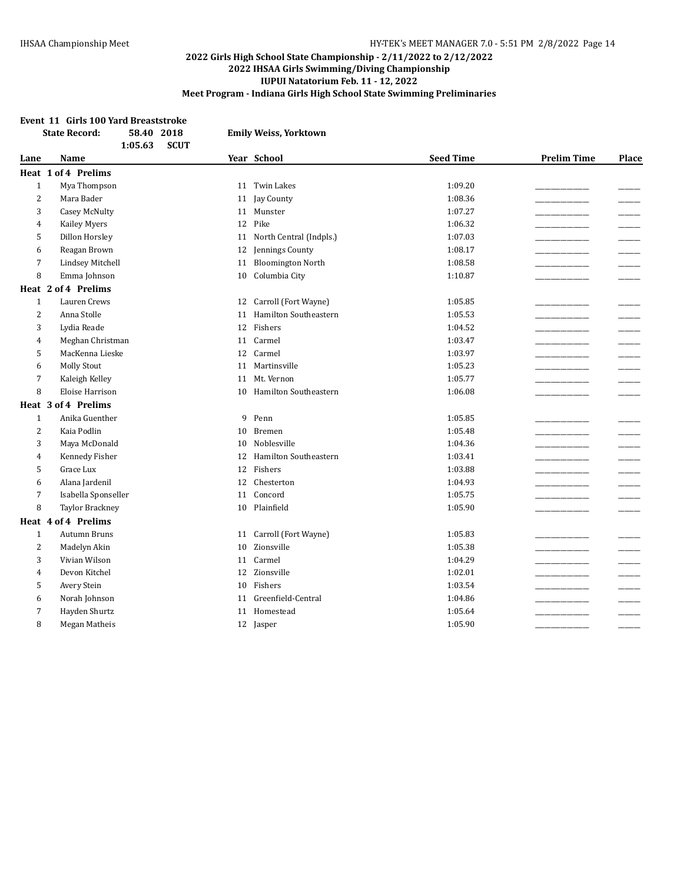## 2022 Girls High School State Championship - 2/11/2022 to 2/12/2022
## 2022 IHSAA Girls Swimming/Diving Championship
## IUPUI Natatorium Feb. 11 - 12, 2022
## Meet Program - Indiana Girls High School State Swimming Preliminaries

**Event 11 Girls 100 Yard Breaststroke**

**State Record:** 58.40 2018 **Emily Weiss, Yorktown**
1:05.63 **SCUT**

| Lane | Name | Year | School | Seed Time | Prelim Time | Place |
|---|---|---|---|---|---|---|
| **Heat 1 of 4 Prelims** | | | | | | |
| 1 | Mya Thompson | 11 | Twin Lakes | 1:09.20 | \_\_\_\_\_\_\_\_\_\_ | \_\_\_\_ |
| 2 | Mara Bader | 11 | Jay County | 1:08.36 | \_\_\_\_\_\_\_\_\_\_ | \_\_\_\_ |
| 3 | Casey McNulty | 11 | Munster | 1:07.27 | \_\_\_\_\_\_\_\_\_\_ | \_\_\_\_ |
| 4 | Kailey Myers | 12 | Pike | 1:06.32 | \_\_\_\_\_\_\_\_\_\_ | \_\_\_\_ |
| 5 | Dillon Horsley | 11 | North Central (Indpls.) | 1:07.03 | \_\_\_\_\_\_\_\_\_\_ | \_\_\_\_ |
| 6 | Reagan Brown | 12 | Jennings County | 1:08.17 | \_\_\_\_\_\_\_\_\_\_ | \_\_\_\_ |
| 7 | Lindsey Mitchell | 11 | Bloomington North | 1:08.58 | \_\_\_\_\_\_\_\_\_\_ | \_\_\_\_ |
| 8 | Emma Johnson | 10 | Columbia City | 1:10.87 | \_\_\_\_\_\_\_\_\_\_ | \_\_\_\_ |
| **Heat 2 of 4 Prelims** | | | | | | |
| 1 | Lauren Crews | 12 | Carroll (Fort Wayne) | 1:05.85 | \_\_\_\_\_\_\_\_\_\_ | \_\_\_\_ |
| 2 | Anna Stolle | 11 | Hamilton Southeastern | 1:05.53 | \_\_\_\_\_\_\_\_\_\_ | \_\_\_\_ |
| 3 | Lydia Reade | 12 | Fishers | 1:04.52 | \_\_\_\_\_\_\_\_\_\_ | \_\_\_\_ |
| 4 | Meghan Christman | 11 | Carmel | 1:03.47 | \_\_\_\_\_\_\_\_\_\_ | \_\_\_\_ |
| 5 | MacKenna Lieske | 12 | Carmel | 1:03.97 | \_\_\_\_\_\_\_\_\_\_ | \_\_\_\_ |
| 6 | Molly Stout | 11 | Martinsville | 1:05.23 | \_\_\_\_\_\_\_\_\_\_ | \_\_\_\_ |
| 7 | Kaleigh Kelley | 11 | Mt. Vernon | 1:05.77 | \_\_\_\_\_\_\_\_\_\_ | \_\_\_\_ |
| 8 | Eloise Harrison | 10 | Hamilton Southeastern | 1:06.08 | \_\_\_\_\_\_\_\_\_\_ | \_\_\_\_ |
| **Heat 3 of 4 Prelims** | | | | | | |
| 1 | Anika Guenther | 9 | Penn | 1:05.85 | \_\_\_\_\_\_\_\_\_\_ | \_\_\_\_ |
| 2 | Kaia Podlin | 10 | Bremen | 1:05.48 | \_\_\_\_\_\_\_\_\_\_ | \_\_\_\_ |
| 3 | Maya McDonald | 10 | Noblesville | 1:04.36 | \_\_\_\_\_\_\_\_\_\_ | \_\_\_\_ |
| 4 | Kennedy Fisher | 12 | Hamilton Southeastern | 1:03.41 | \_\_\_\_\_\_\_\_\_\_ | \_\_\_\_ |
| 5 | Grace Lux | 12 | Fishers | 1:03.88 | \_\_\_\_\_\_\_\_\_\_ | \_\_\_\_ |
| 6 | Alana Jardenil | 12 | Chesterton | 1:04.93 | \_\_\_\_\_\_\_\_\_\_ | \_\_\_\_ |
| 7 | Isabella Sponseller | 11 | Concord | 1:05.75 | \_\_\_\_\_\_\_\_\_\_ | \_\_\_\_ |
| 8 | Taylor Brackney | 10 | Plainfield | 1:05.90 | \_\_\_\_\_\_\_\_\_\_ | \_\_\_\_ |
| **Heat 4 of 4 Prelims** | | | | | | |
| 1 | Autumn Bruns | 11 | Carroll (Fort Wayne) | 1:05.83 | \_\_\_\_\_\_\_\_\_\_ | \_\_\_\_ |
| 2 | Madelyn Akin | 10 | Zionsville | 1:05.38 | \_\_\_\_\_\_\_\_\_\_ | \_\_\_\_ |
| 3 | Vivian Wilson | 11 | Carmel | 1:04.29 | \_\_\_\_\_\_\_\_\_\_ | \_\_\_\_ |
| 4 | Devon Kitchel | 12 | Zionsville | 1:02.01 | \_\_\_\_\_\_\_\_\_\_ | \_\_\_\_ |
| 5 | Avery Stein | 10 | Fishers | 1:03.54 | \_\_\_\_\_\_\_\_\_\_ | \_\_\_\_ |
| 6 | Norah Johnson | 11 | Greenfield-Central | 1:04.86 | \_\_\_\_\_\_\_\_\_\_ | \_\_\_\_ |
| 7 | Hayden Shurtz | 11 | Homestead | 1:05.64 | \_\_\_\_\_\_\_\_\_\_ | \_\_\_\_ |
| 8 | Megan Matheis | 12 | Jasper | 1:05.90 | \_\_\_\_\_\_\_\_\_\_ | \_\_\_\_ |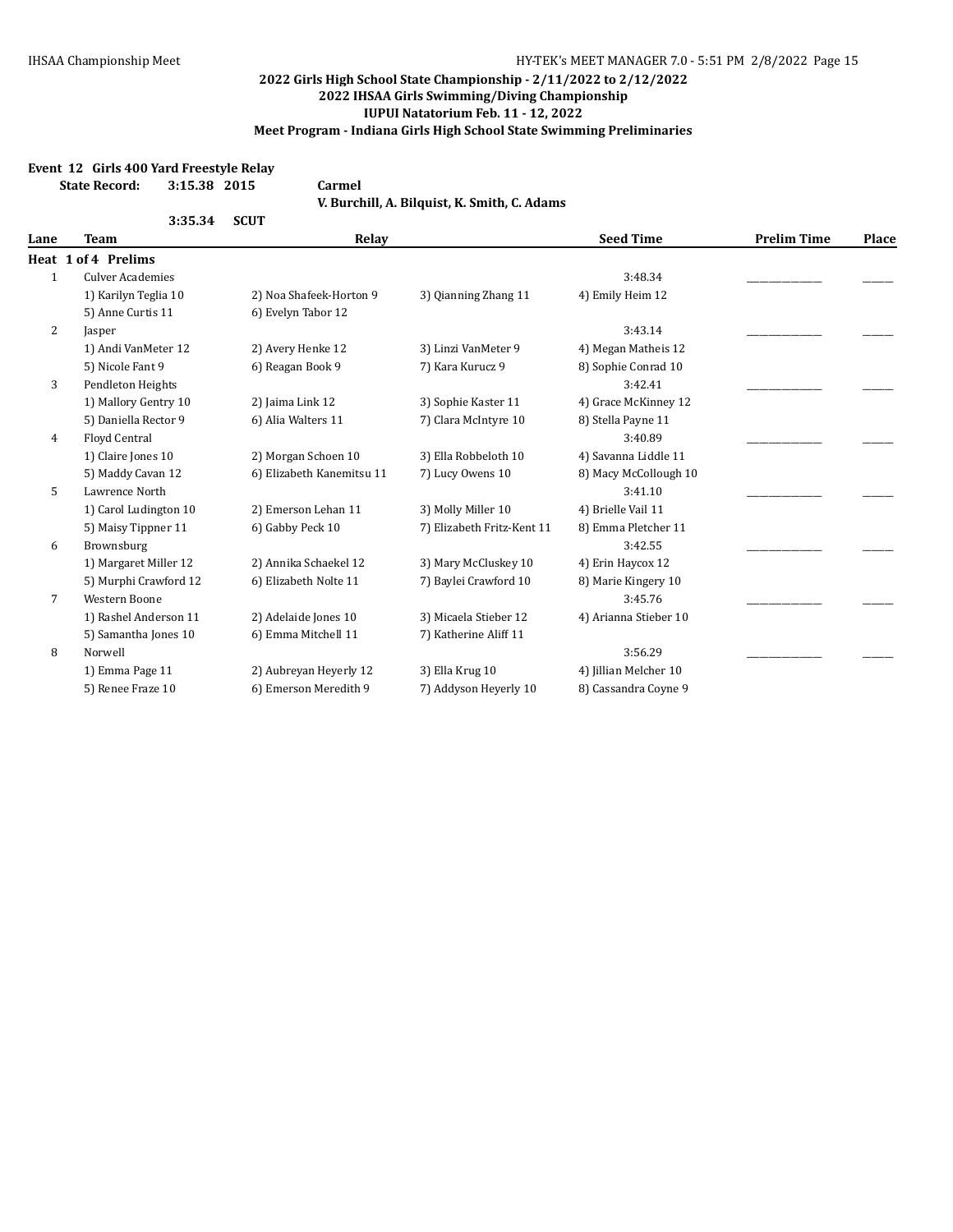**2022 Girls High School State Championship - 2/11/2022 to 2/12/2022**
**2022 IHSAA Girls Swimming/Diving Championship**
**IUPUI Natatorium Feb. 11 - 12, 2022**
**Meet Program - Indiana Girls High School State Swimming Preliminaries**

**Event 12 Girls 400 Yard Freestyle Relay**

**State Record: 3:15.38 2015 Carmel**
**V. Burchill, A. Bilquist, K. Smith, C. Adams**

**3:35.34 SCUT**

| Lane | Team | Relay | | | Seed Time | Prelim Time | Place |
|---|---|---|---|---|---|---|---|
| **Heat 1 of 4 Prelims** | | | | | | | |
| 1 | Culver Academies | | | | 3:48.34 | _______ | ____ |
| | 1) Karilyn Teglia 10 | 2) Noa Shafeek-Horton 9 | 3) Qianning Zhang 11 | 4) Emily Heim 12 | | | |
| | 5) Anne Curtis 11 | 6) Evelyn Tabor 12 | | | | | |
| 2 | Jasper | | | | 3:43.14 | _______ | ____ |
| | 1) Andi VanMeter 12 | 2) Avery Henke 12 | 3) Linzi VanMeter 9 | 4) Megan Matheis 12 | | | |
| | 5) Nicole Fant 9 | 6) Reagan Book 9 | 7) Kara Kurucz 9 | 8) Sophie Conrad 10 | | | |
| 3 | Pendleton Heights | | | | 3:42.41 | _______ | ____ |
| | 1) Mallory Gentry 10 | 2) Jaima Link 12 | 3) Sophie Kaster 11 | 4) Grace McKinney 12 | | | |
| | 5) Daniella Rector 9 | 6) Alia Walters 11 | 7) Clara McIntyre 10 | 8) Stella Payne 11 | | | |
| 4 | Floyd Central | | | | 3:40.89 | _______ | ____ |
| | 1) Claire Jones 10 | 2) Morgan Schoen 10 | 3) Ella Robbeloth 10 | 4) Savanna Liddle 11 | | | |
| | 5) Maddy Cavan 12 | 6) Elizabeth Kanemitsu 11 | 7) Lucy Owens 10 | 8) Macy McCollough 10 | | | |
| 5 | Lawrence North | | | | 3:41.10 | _______ | ____ |
| | 1) Carol Ludington 10 | 2) Emerson Lehan 11 | 3) Molly Miller 10 | 4) Brielle Vail 11 | | | |
| | 5) Maisy Tippner 11 | 6) Gabby Peck 10 | 7) Elizabeth Fritz-Kent 11 | 8) Emma Pletcher 11 | | | |
| 6 | Brownsburg | | | | 3:42.55 | _______ | ____ |
| | 1) Margaret Miller 12 | 2) Annika Schaekel 12 | 3) Mary McCluskey 10 | 4) Erin Haycox 12 | | | |
| | 5) Murphi Crawford 12 | 6) Elizabeth Nolte 11 | 7) Baylei Crawford 10 | 8) Marie Kingery 10 | | | |
| 7 | Western Boone | | | | 3:45.76 | _______ | ____ |
| | 1) Rashel Anderson 11 | 2) Adelaide Jones 10 | 3) Micaela Stieber 12 | 4) Arianna Stieber 10 | | | |
| | 5) Samantha Jones 10 | 6) Emma Mitchell 11 | 7) Katherine Aliff 11 | | | | |
| 8 | Norwell | | | | 3:56.29 | _______ | ____ |
| | 1) Emma Page 11 | 2) Aubreyan Heyerly 12 | 3) Ella Krug 10 | 4) Jillian Melcher 10 | | | |
| | 5) Renee Fraze 10 | 6) Emerson Meredith 9 | 7) Addyson Heyerly 10 | 8) Cassandra Coyne 9 | | | |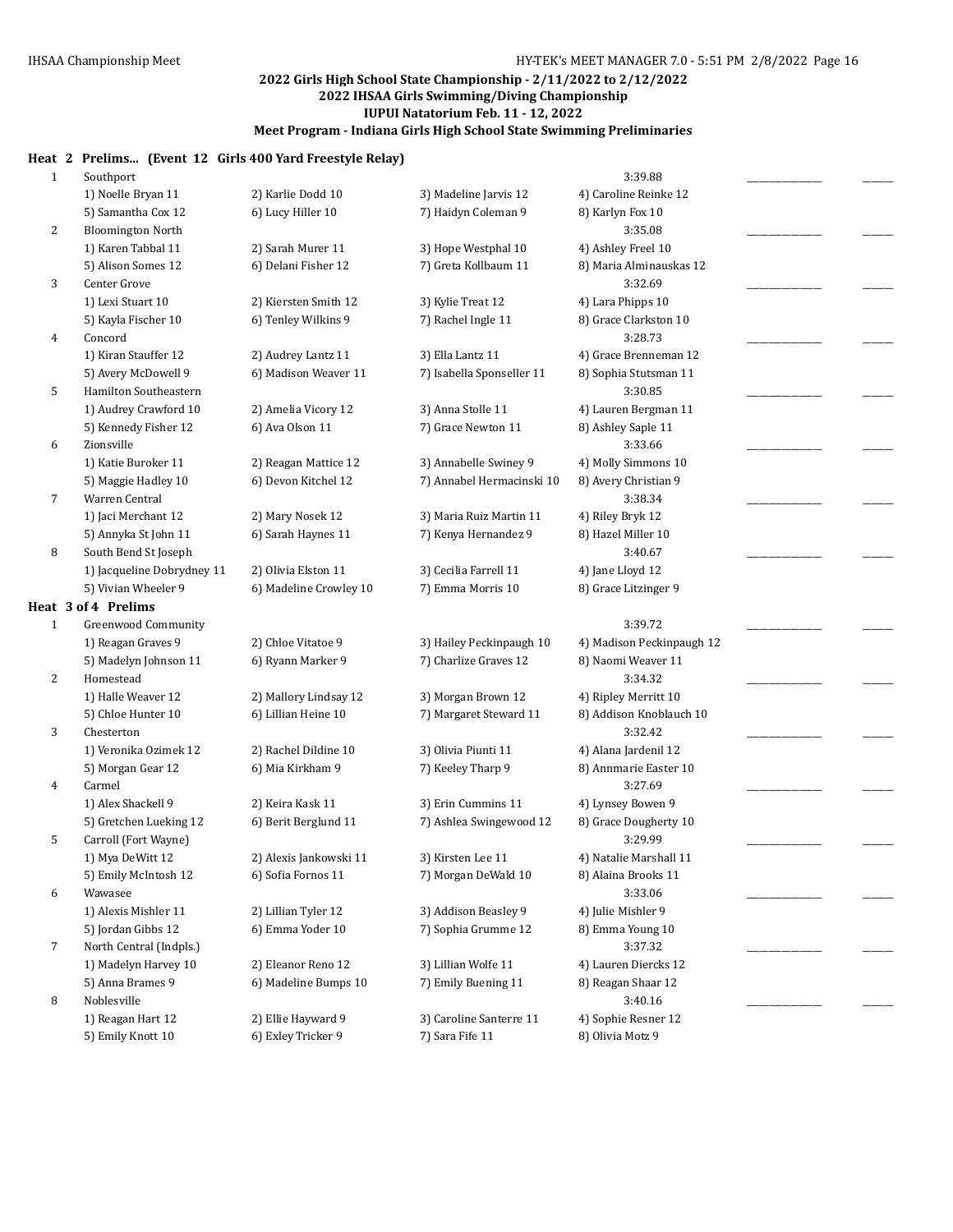**2022 Girls High School State Championship - 2/11/2022 to 2/12/2022**
**2022 IHSAA Girls Swimming/Diving Championship**
**IUPUI Natatorium Feb. 11 - 12, 2022**
**Meet Program - Indiana Girls High School State Swimming Preliminaries**

### Heat 2 Prelims... (Event 12 Girls 400 Yard Freestyle Relay)

| Lane | Team | | | Seed Time | | |
|---|---|---|---|---|---|---|
| 1 | Southport | | | 3:39.88 | _______ | ____ |
| | 1) Noelle Bryan 11 | 2) Karlie Dodd 10 | 3) Madeline Jarvis 12 | 4) Caroline Reinke 12 | | |
| | 5) Samantha Cox 12 | 6) Lucy Hiller 10 | 7) Haidyn Coleman 9 | 8) Karlyn Fox 10 | | |
| 2 | Bloomington North | | | 3:35.08 | _______ | ____ |
| | 1) Karen Tabbal 11 | 2) Sarah Murer 11 | 3) Hope Westphal 10 | 4) Ashley Freel 10 | | |
| | 5) Alison Somes 12 | 6) Delani Fisher 12 | 7) Greta Kollbaum 11 | 8) Maria Alminauskas 12 | | |
| 3 | Center Grove | | | 3:32.69 | _______ | ____ |
| | 1) Lexi Stuart 10 | 2) Kiersten Smith 12 | 3) Kylie Treat 12 | 4) Lara Phipps 10 | | |
| | 5) Kayla Fischer 10 | 6) Tenley Wilkins 9 | 7) Rachel Ingle 11 | 8) Grace Clarkston 10 | | |
| 4 | Concord | | | 3:28.73 | _______ | ____ |
| | 1) Kiran Stauffer 12 | 2) Audrey Lantz 11 | 3) Ella Lantz 11 | 4) Grace Brenneman 12 | | |
| | 5) Avery McDowell 9 | 6) Madison Weaver 11 | 7) Isabella Sponseller 11 | 8) Sophia Stutsman 11 | | |
| 5 | Hamilton Southeastern | | | 3:30.85 | _______ | ____ |
| | 1) Audrey Crawford 10 | 2) Amelia Vicory 12 | 3) Anna Stolle 11 | 4) Lauren Bergman 11 | | |
| | 5) Kennedy Fisher 12 | 6) Ava Olson 11 | 7) Grace Newton 11 | 8) Ashley Saple 11 | | |
| 6 | Zionsville | | | 3:33.66 | _______ | ____ |
| | 1) Katie Buroker 11 | 2) Reagan Mattice 12 | 3) Annabelle Swiney 9 | 4) Molly Simmons 10 | | |
| | 5) Maggie Hadley 10 | 6) Devon Kitchel 12 | 7) Annabel Hermacinski 10 | 8) Avery Christian 9 | | |
| 7 | Warren Central | | | 3:38.34 | _______ | ____ |
| | 1) Jaci Merchant 12 | 2) Mary Nosek 12 | 3) Maria Ruiz Martin 11 | 4) Riley Bryk 12 | | |
| | 5) Annyka St John 11 | 6) Sarah Haynes 11 | 7) Kenya Hernandez 9 | 8) Hazel Miller 10 | | |
| 8 | South Bend St Joseph | | | 3:40.67 | _______ | ____ |
| | 1) Jacqueline Dobrydney 11 | 2) Olivia Elston 11 | 3) Cecilia Farrell 11 | 4) Jane Lloyd 12 | | |
| | 5) Vivian Wheeler 9 | 6) Madeline Crowley 10 | 7) Emma Morris 10 | 8) Grace Litzinger 9 | | |

### Heat 3 of 4 Prelims

| Lane | Team | | | Seed Time | | |
|---|---|---|---|---|---|---|
| 1 | Greenwood Community | | | 3:39.72 | _______ | ____ |
| | 1) Reagan Graves 9 | 2) Chloe Vitatoe 9 | 3) Hailey Peckinpaugh 10 | 4) Madison Peckinpaugh 12 | | |
| | 5) Madelyn Johnson 11 | 6) Ryann Marker 9 | 7) Charlize Graves 12 | 8) Naomi Weaver 11 | | |
| 2 | Homestead | | | 3:34.32 | _______ | ____ |
| | 1) Halle Weaver 12 | 2) Mallory Lindsay 12 | 3) Morgan Brown 12 | 4) Ripley Merritt 10 | | |
| | 5) Chloe Hunter 10 | 6) Lillian Heine 10 | 7) Margaret Steward 11 | 8) Addison Knoblauch 10 | | |
| 3 | Chesterton | | | 3:32.42 | _______ | ____ |
| | 1) Veronika Ozimek 12 | 2) Rachel Dildine 10 | 3) Olivia Piunti 11 | 4) Alana Jardenil 12 | | |
| | 5) Morgan Gear 12 | 6) Mia Kirkham 9 | 7) Keeley Tharp 9 | 8) Annmarie Easter 10 | | |
| 4 | Carmel | | | 3:27.69 | _______ | ____ |
| | 1) Alex Shackell 9 | 2) Keira Kask 11 | 3) Erin Cummins 11 | 4) Lynsey Bowen 9 | | |
| | 5) Gretchen Lueking 12 | 6) Berit Berglund 11 | 7) Ashlea Swingewood 12 | 8) Grace Dougherty 10 | | |
| 5 | Carroll (Fort Wayne) | | | 3:29.99 | _______ | ____ |
| | 1) Mya DeWitt 12 | 2) Alexis Jankowski 11 | 3) Kirsten Lee 11 | 4) Natalie Marshall 11 | | |
| | 5) Emily McIntosh 12 | 6) Sofia Fornos 11 | 7) Morgan DeWald 10 | 8) Alaina Brooks 11 | | |
| 6 | Wawasee | | | 3:33.06 | _______ | ____ |
| | 1) Alexis Mishler 11 | 2) Lillian Tyler 12 | 3) Addison Beasley 9 | 4) Julie Mishler 9 | | |
| | 5) Jordan Gibbs 12 | 6) Emma Yoder 10 | 7) Sophia Grumme 12 | 8) Emma Young 10 | | |
| 7 | North Central (Indpls.) | | | 3:37.32 | _______ | ____ |
| | 1) Madelyn Harvey 10 | 2) Eleanor Reno 12 | 3) Lillian Wolfe 11 | 4) Lauren Diercks 12 | | |
| | 5) Anna Brames 9 | 6) Madeline Bumps 10 | 7) Emily Buening 11 | 8) Reagan Shaar 12 | | |
| 8 | Noblesville | | | 3:40.16 | _______ | ____ |
| | 1) Reagan Hart 12 | 2) Ellie Hayward 9 | 3) Caroline Santerre 11 | 4) Sophie Resner 12 | | |
| | 5) Emily Knott 10 | 6) Exley Tricker 9 | 7) Sara Fife 11 | 8) Olivia Motz 9 | | |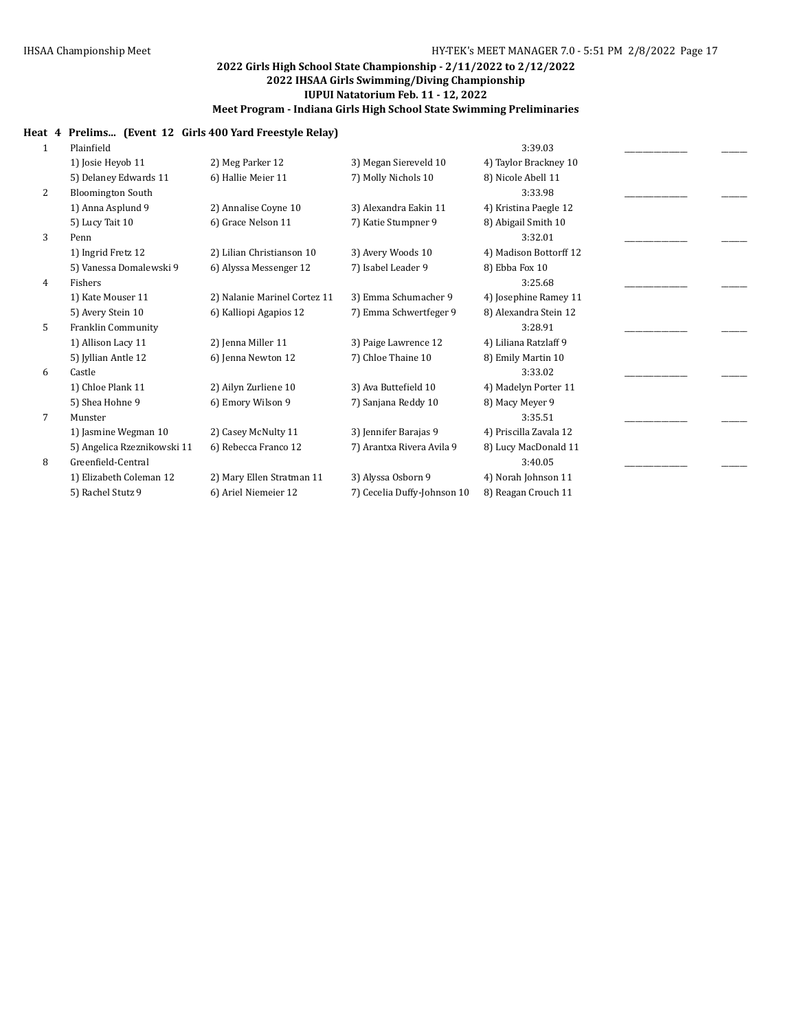### 2022 Girls High School State Championship - 2/11/2022 to 2/12/2022
### 2022 IHSAA Girls Swimming/Diving Championship
### IUPUI Natatorium Feb. 11 - 12, 2022
### Meet Program - Indiana Girls High School State Swimming Preliminaries

**Heat 4 Prelims... (Event 12 Girls 400 Yard Freestyle Relay)**

| | | | | | | | |
|---|---|---|---|---|---|---|---|
| 1 | Plainfield | | | 3:39.03 | _______________ | ______ |
| | 1) Josie Heyob 11 | 2) Meg Parker 12 | 3) Megan Siereveld 10 | 4) Taylor Brackney 10 | | |
| | 5) Delaney Edwards 11 | 6) Hallie Meier 11 | 7) Molly Nichols 10 | 8) Nicole Abell 11 | | |
| 2 | Bloomington South | | | 3:33.98 | _______________ | ______ |
| | 1) Anna Asplund 9 | 2) Annalise Coyne 10 | 3) Alexandra Eakin 11 | 4) Kristina Paegle 12 | | |
| | 5) Lucy Tait 10 | 6) Grace Nelson 11 | 7) Katie Stumpner 9 | 8) Abigail Smith 10 | | |
| 3 | Penn | | | 3:32.01 | _______________ | ______ |
| | 1) Ingrid Fretz 12 | 2) Lilian Christianson 10 | 3) Avery Woods 10 | 4) Madison Bottorff 12 | | |
| | 5) Vanessa Domalewski 9 | 6) Alyssa Messenger 12 | 7) Isabel Leader 9 | 8) Ebba Fox 10 | | |
| 4 | Fishers | | | 3:25.68 | _______________ | ______ |
| | 1) Kate Mouser 11 | 2) Nalanie Marinel Cortez 11 | 3) Emma Schumacher 9 | 4) Josephine Ramey 11 | | |
| | 5) Avery Stein 10 | 6) Kalliopi Agapios 12 | 7) Emma Schwertfeger 9 | 8) Alexandra Stein 12 | | |
| 5 | Franklin Community | | | 3:28.91 | _______________ | ______ |
| | 1) Allison Lacy 11 | 2) Jenna Miller 11 | 3) Paige Lawrence 12 | 4) Liliana Ratzlaff 9 | | |
| | 5) Jyllian Antle 12 | 6) Jenna Newton 12 | 7) Chloe Thaine 10 | 8) Emily Martin 10 | | |
| 6 | Castle | | | 3:33.02 | _______________ | ______ |
| | 1) Chloe Plank 11 | 2) Ailyn Zurliene 10 | 3) Ava Buttefield 10 | 4) Madelyn Porter 11 | | |
| | 5) Shea Hohne 9 | 6) Emory Wilson 9 | 7) Sanjana Reddy 10 | 8) Macy Meyer 9 | | |
| 7 | Munster | | | 3:35.51 | _______________ | ______ |
| | 1) Jasmine Wegman 10 | 2) Casey McNulty 11 | 3) Jennifer Barajas 9 | 4) Priscilla Zavala 12 | | |
| | 5) Angelica Rzeznikowski 11 | 6) Rebecca Franco 12 | 7) Arantxa Rivera Avila 9 | 8) Lucy MacDonald 11 | | |
| 8 | Greenfield-Central | | | 3:40.05 | _______________ | ______ |
| | 1) Elizabeth Coleman 12 | 2) Mary Ellen Stratman 11 | 3) Alyssa Osborn 9 | 4) Norah Johnson 11 | | |
| | 5) Rachel Stutz 9 | 6) Ariel Niemeier 12 | 7) Cecelia Duffy-Johnson 10 | 8) Reagan Crouch 11 | | |